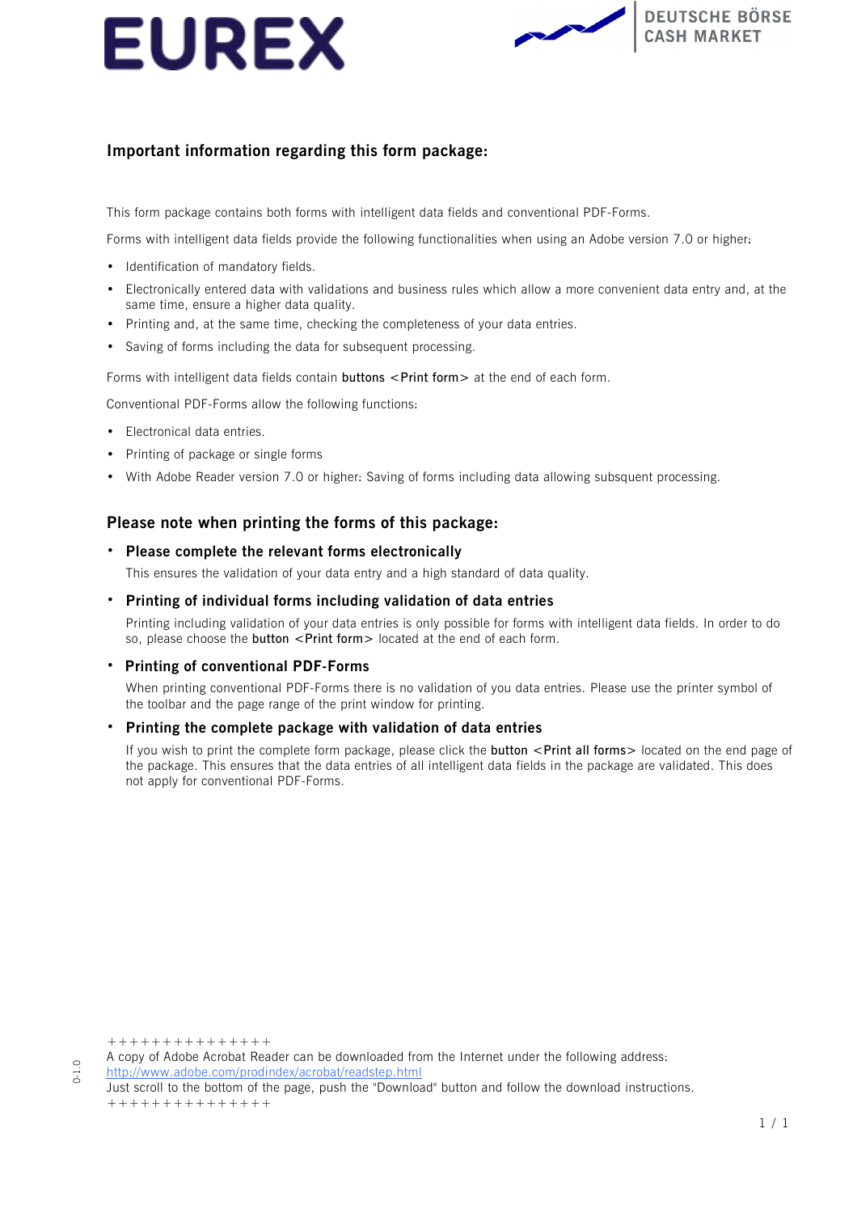EUREX

DEUTSCHE BÖRSE
CASH MARKET

## Important information regarding this form package:

This form package contains both forms with intelligent data fields and conventional PDF-Forms.

Forms with intelligent data fields provide the following functionalities when using an Adobe version 7.0 or higher:

- Identification of mandatory fields.
- Electronically entered data with validations and business rules which allow a more convenient data entry and, at the same time, ensure a higher data quality.
- Printing and, at the same time, checking the completeness of your data entries.
- Saving of forms including the data for subsequent processing.

Forms with intelligent data fields contain buttons <Print form> at the end of each form.

Conventional PDF-Forms allow the following functions:

- Electronical data entries.
- Printing of package or single forms
- With Adobe Reader version 7.0 or higher: Saving of forms including data allowing subsequent processing.

## Please note when printing the forms of this package:

- **Please complete the relevant forms electronically**

  This ensures the validation of your data entry and a high standard of data quality.

- **Printing of individual forms including validation of data entries**

  Printing including validation of your data entries is only possible for forms with intelligent data fields. In order to do so, please choose the button <Print form> located at the end of each form.

- **Printing of conventional PDF-Forms**

  When printing conventional PDF-Forms there is no validation of you data entries. Please use the printer symbol of the toolbar and the page range of the print window for printing.

- **Printing the complete package with validation of data entries**

  If you wish to print the complete form package, please click the button <Print all forms> located on the end page of the package. This ensures that the data entries of all intelligent data fields in the package are validated. This does not apply for conventional PDF-Forms.

++++++++++++++

A copy of Adobe Acrobat Reader can be downloaded from the Internet under the following address:
http://www.adobe.com/prodindex/acrobat/readstep.html
Just scroll to the bottom of the page, push the "Download" button and follow the download instructions.

++++++++++++++

0-1.0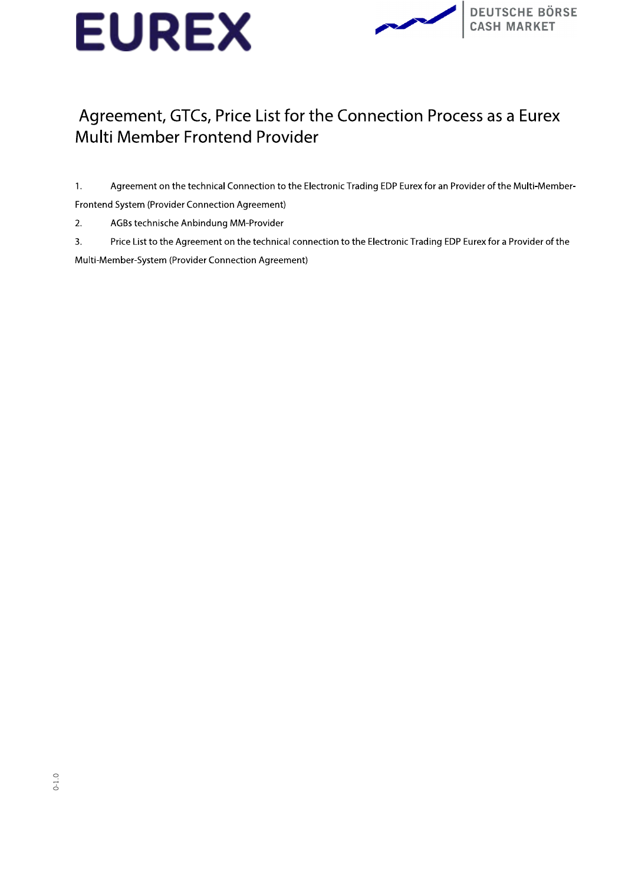# Agreement, GTCs, Price List for the Connection Process as a Eurex Multi Member Frontend Provider

1. Agreement on the technical Connection to the Electronic Trading EDP Eurex for an Provider of the Multi-Member-Frontend System (Provider Connection Agreement)
2. AGBs technische Anbindung MM-Provider
3. Price List to the Agreement on the technical connection to the Electronic Trading EDP Eurex for a Provider of the Multi-Member-System (Provider Connection Agreement)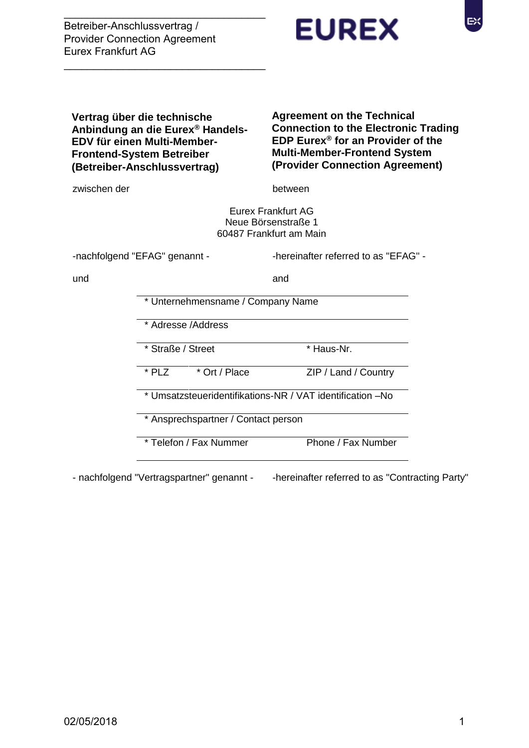**Vertrag über die technische Anbindung an die Eurex® Handels-EDV für einen Multi-Member-Frontend-System Betreiber (Betreiber-Anschlussvertrag)**

**Agreement on the Technical Connection to the Electronic Trading EDP Eurex® for an Provider of the Multi-Member-Frontend System (Provider Connection Agreement)**

zwischen der

between

Eurex Frankfurt AG
Neue Börsenstraße 1
60487 Frankfurt am Main

-nachfolgend "EFAG" genannt -

-hereinafter referred to as "EFAG" -

und

and

| | | |
|---|---|---|
| * Unternehmensname / Company Name | | |
| * Adresse /Address | | |
| * Straße / Street | | * Haus-Nr. |
| * PLZ | * Ort / Place | ZIP / Land / Country |
| * Umsatzsteueridentifikations-NR / VAT identification –No | | |
| * Ansprechspartner / Contact person | | |
| * Telefon / Fax Nummer | | Phone / Fax Number |

- nachfolgend "Vertragspartner" genannt -

-hereinafter referred to as "Contracting Party"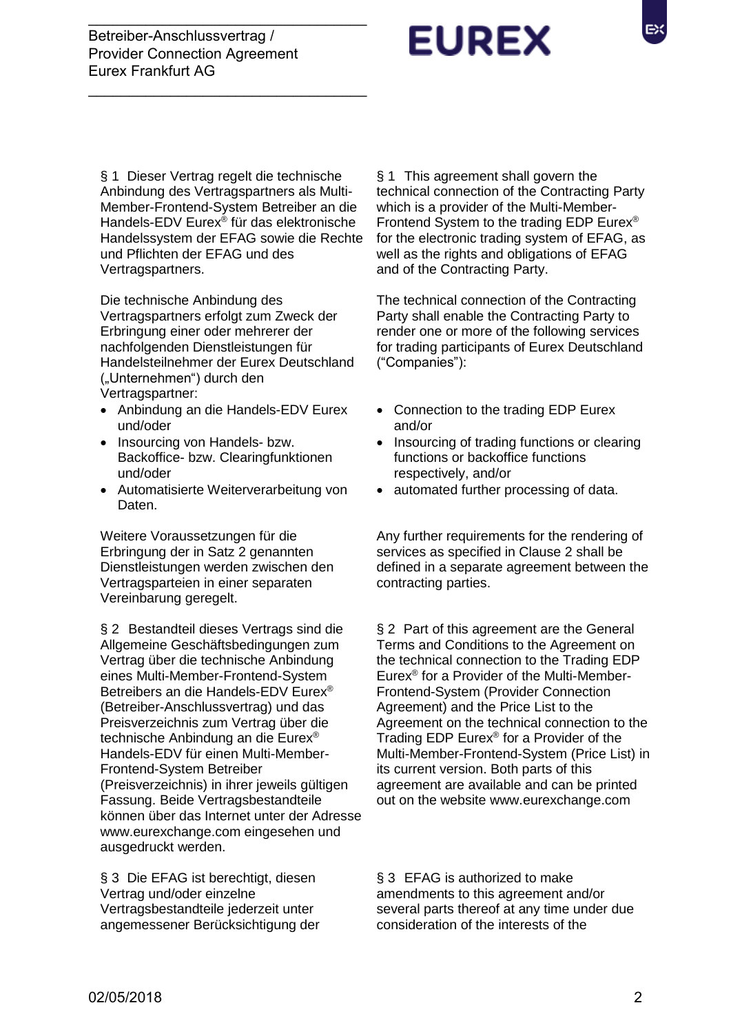§ 1 Dieser Vertrag regelt die technische Anbindung des Vertragspartners als Multi-Member-Frontend-System Betreiber an die Handels-EDV Eurex® für das elektronische Handelssystem der EFAG sowie die Rechte und Pflichten der EFAG und des Vertragspartners.

Die technische Anbindung des Vertragspartners erfolgt zum Zweck der Erbringung einer oder mehrerer der nachfolgenden Dienstleistungen für Handelsteilnehmer der Eurex Deutschland („Unternehmen") durch den Vertragspartner:

- Anbindung an die Handels-EDV Eurex und/oder
- Insourcing von Handels- bzw. Backoffice- bzw. Clearingfunktionen und/oder
- Automatisierte Weiterverarbeitung von Daten.

Weitere Voraussetzungen für die Erbringung der in Satz 2 genannten Dienstleistungen werden zwischen den Vertragsparteien in einer separaten Vereinbarung geregelt.

§ 2 Bestandteil dieses Vertrags sind die Allgemeine Geschäftsbedingungen zum Vertrag über die technische Anbindung eines Multi-Member-Frontend-System Betreibers an die Handels-EDV Eurex® (Betreiber-Anschlussvertrag) und das Preisverzeichnis zum Vertrag über die technische Anbindung an die Eurex® Handels-EDV für einen Multi-Member-Frontend-System Betreiber (Preisverzeichnis) in ihrer jeweils gültigen Fassung. Beide Vertragsbestandteile können über das Internet unter der Adresse www.eurexchange.com eingesehen und ausgedruckt werden.

§ 3 Die EFAG ist berechtigt, diesen Vertrag und/oder einzelne Vertragsbestandteile jederzeit unter angemessener Berücksichtigung der

§ 1 This agreement shall govern the technical connection of the Contracting Party which is a provider of the Multi-Member-Frontend System to the trading EDP Eurex® for the electronic trading system of EFAG, as well as the rights and obligations of EFAG and of the Contracting Party.

The technical connection of the Contracting Party shall enable the Contracting Party to render one or more of the following services for trading participants of Eurex Deutschland ("Companies"):

- Connection to the trading EDP Eurex and/or
- Insourcing of trading functions or clearing functions or backoffice functions respectively, and/or
- automated further processing of data.

Any further requirements for the rendering of services as specified in Clause 2 shall be defined in a separate agreement between the contracting parties.

§ 2 Part of this agreement are the General Terms and Conditions to the Agreement on the technical connection to the Trading EDP Eurex® for a Provider of the Multi-Member-Frontend-System (Provider Connection Agreement) and the Price List to the Agreement on the technical connection to the Trading EDP Eurex® for a Provider of the Multi-Member-Frontend-System (Price List) in its current version. Both parts of this agreement are available and can be printed out on the website www.eurexchange.com

§ 3 EFAG is authorized to make amendments to this agreement and/or several parts thereof at any time under due consideration of the interests of the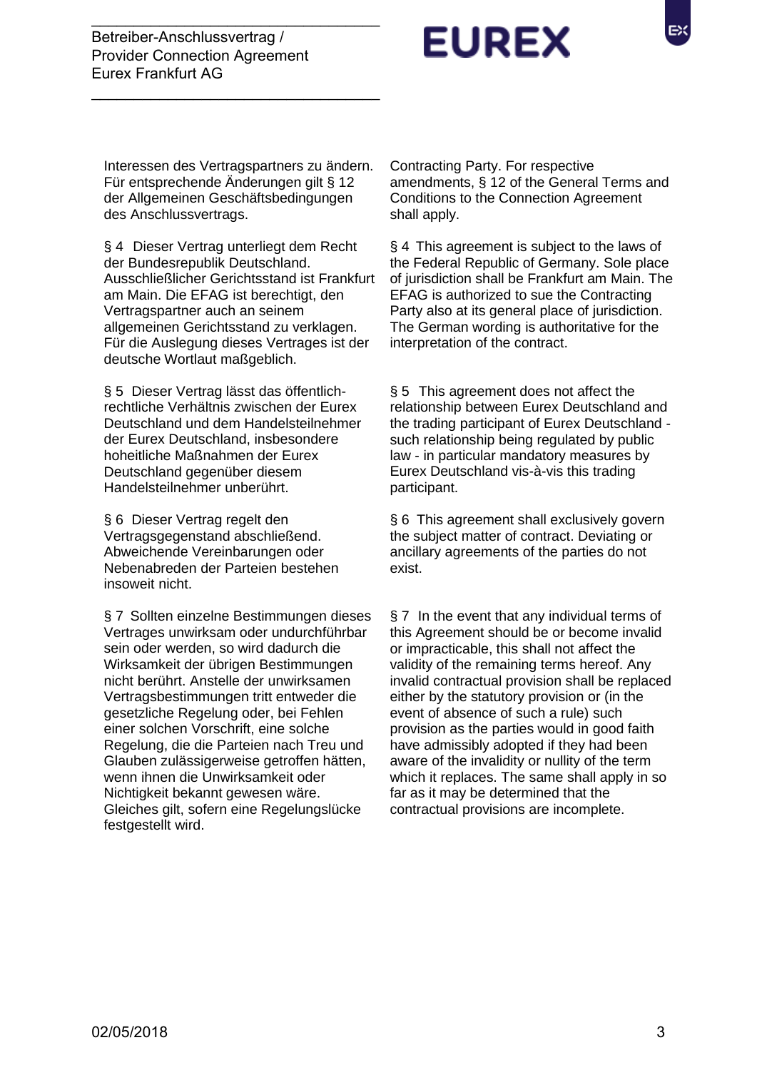Interessen des Vertragspartners zu ändern. Für entsprechende Änderungen gilt § 12 der Allgemeinen Geschäftsbedingungen des Anschlussvertrags.

Contracting Party. For respective amendments, § 12 of the General Terms and Conditions to the Connection Agreement shall apply.

§ 4 Dieser Vertrag unterliegt dem Recht der Bundesrepublik Deutschland. Ausschließlicher Gerichtsstand ist Frankfurt am Main. Die EFAG ist berechtigt, den Vertragspartner auch an seinem allgemeinen Gerichtsstand zu verklagen. Für die Auslegung dieses Vertrages ist der deutsche Wortlaut maßgeblich.

§ 4 This agreement is subject to the laws of the Federal Republic of Germany. Sole place of jurisdiction shall be Frankfurt am Main. The EFAG is authorized to sue the Contracting Party also at its general place of jurisdiction. The German wording is authoritative for the interpretation of the contract.

§ 5 Dieser Vertrag lässt das öffentlich-rechtliche Verhältnis zwischen der Eurex Deutschland und dem Handelsteilnehmer der Eurex Deutschland, insbesondere hoheitliche Maßnahmen der Eurex Deutschland gegenüber diesem Handelsteilnehmer unberührt.

§ 5 This agreement does not affect the relationship between Eurex Deutschland and the trading participant of Eurex Deutschland - such relationship being regulated by public law - in particular mandatory measures by Eurex Deutschland vis-à-vis this trading participant.

§ 6 Dieser Vertrag regelt den Vertragsgegenstand abschließend. Abweichende Vereinbarungen oder Nebenabreden der Parteien bestehen insoweit nicht.

§ 6 This agreement shall exclusively govern the subject matter of contract. Deviating or ancillary agreements of the parties do not exist.

§ 7 Sollten einzelne Bestimmungen dieses Vertrages unwirksam oder undurchführbar sein oder werden, so wird dadurch die Wirksamkeit der übrigen Bestimmungen nicht berührt. Anstelle der unwirksamen Vertragsbestimmungen tritt entweder die gesetzliche Regelung oder, bei Fehlen einer solchen Vorschrift, eine solche Regelung, die die Parteien nach Treu und Glauben zulässigerweise getroffen hätten, wenn ihnen die Unwirksamkeit oder Nichtigkeit bekannt gewesen wäre. Gleiches gilt, sofern eine Regelungslücke festgestellt wird.

§ 7 In the event that any individual terms of this Agreement should be or become invalid or impracticable, this shall not affect the validity of the remaining terms hereof. Any invalid contractual provision shall be replaced either by the statutory provision or (in the event of absence of such a rule) such provision as the parties would in good faith have admissibly adopted if they had been aware of the invalidity or nullity of the term which it replaces. The same shall apply in so far as it may be determined that the contractual provisions are incomplete.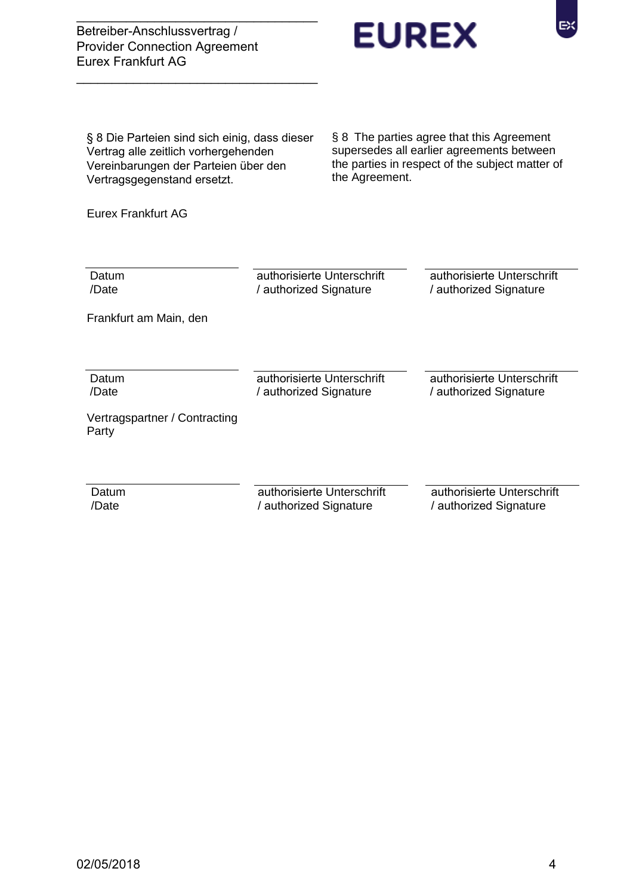§ 8 Die Parteien sind sich einig, dass dieser Vertrag alle zeitlich vorhergehenden Vereinbarungen der Parteien über den Vertragsgegenstand ersetzt.

§ 8 The parties agree that this Agreement supersedes all earlier agreements between the parties in respect of the subject matter of the Agreement.

Eurex Frankfurt AG

| Datum /Date | authorisierte Unterschrift / authorized Signature | authorisierte Unterschrift / authorized Signature |
|---|---|---|

Frankfurt am Main, den

| Datum /Date | authorisierte Unterschrift / authorized Signature | authorisierte Unterschrift / authorized Signature |
|---|---|---|

Vertragspartner / Contracting Party

| Datum /Date | authorisierte Unterschrift / authorized Signature | authorisierte Unterschrift / authorized Signature |
|---|---|---|

02/05/2018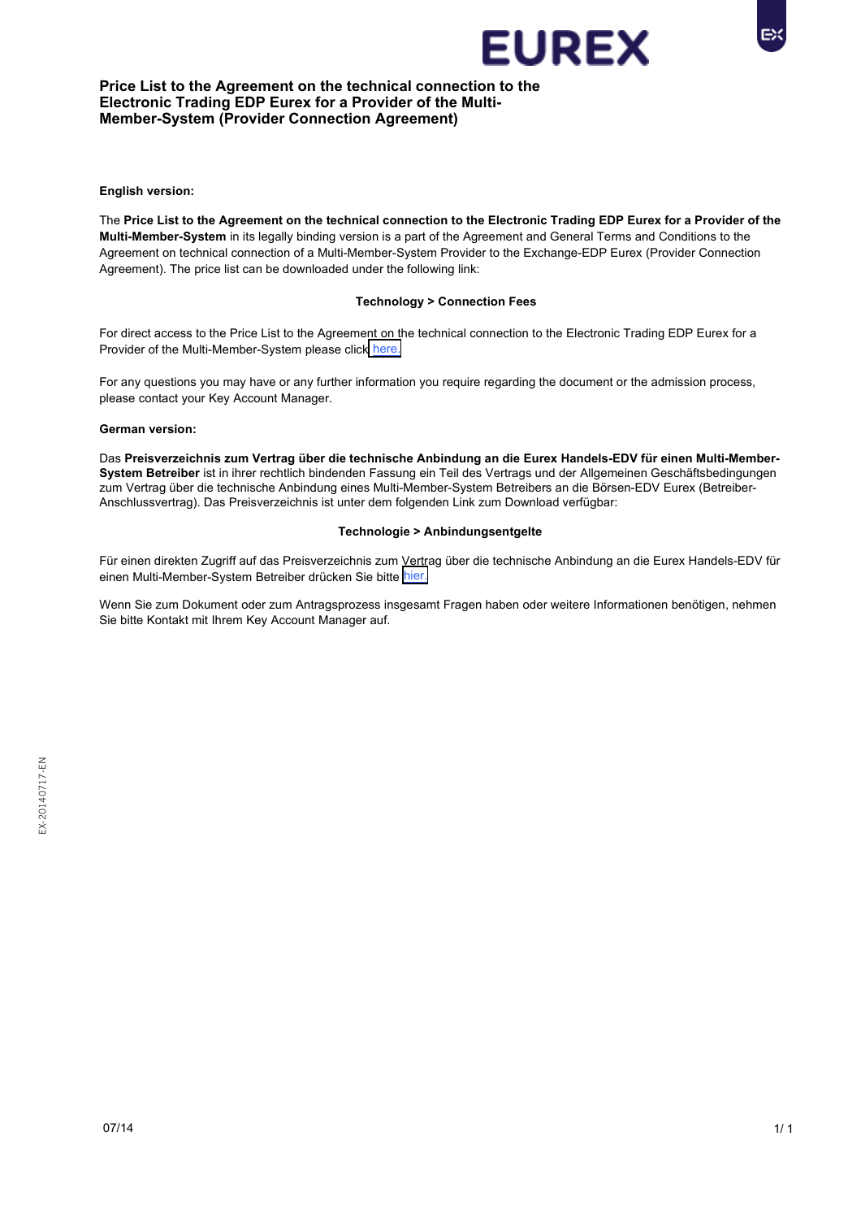# Price List to the Agreement on the technical connection to the Electronic Trading EDP Eurex for a Provider of the Multi-Member-System (Provider Connection Agreement)

**English version:**

The **Price List to the Agreement on the technical connection to the Electronic Trading EDP Eurex for a Provider of the Multi-Member-System** in its legally binding version is a part of the Agreement and General Terms and Conditions to the Agreement on technical connection of a Multi-Member-System Provider to the Exchange-EDP Eurex (Provider Connection Agreement). The price list can be downloaded under the following link:

**Technology > Connection Fees**

For direct access to the Price List to the Agreement on the technical connection to the Electronic Trading EDP Eurex for a Provider of the Multi-Member-System please click here.

For any questions you may have or any further information you require regarding the document or the admission process, please contact your Key Account Manager.

**German version:**

Das **Preisverzeichnis zum Vertrag über die technische Anbindung an die Eurex Handels-EDV für einen Multi-Member-System Betreiber** ist in ihrer rechtlich bindenden Fassung ein Teil des Vertrags und der Allgemeinen Geschäftsbedingungen zum Vertrag über die technische Anbindung eines Multi-Member-System Betreibers an die Börsen-EDV Eurex (Betreiber-Anschlussvertrag). Das Preisverzeichnis ist unter dem folgenden Link zum Download verfügbar:

**Technologie > Anbindungsentgelte**

Für einen direkten Zugriff auf das Preisverzeichnis zum Vertrag über die technische Anbindung an die Eurex Handels-EDV für einen Multi-Member-System Betreiber drücken Sie bitte hier.

Wenn Sie zum Dokument oder zum Antragsprozess insgesamt Fragen haben oder weitere Informationen benötigen, nehmen Sie bitte Kontakt mit Ihrem Key Account Manager auf.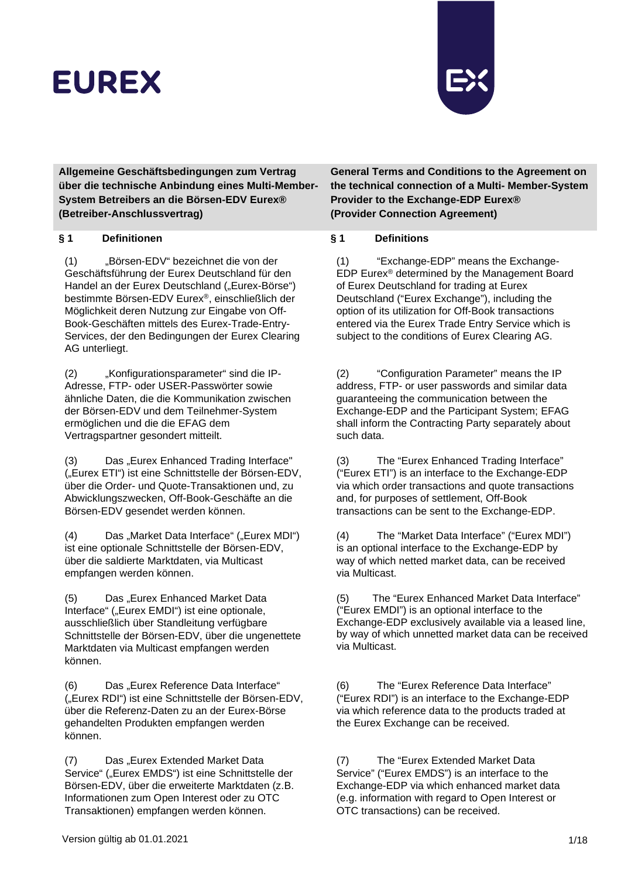**Allgemeine Geschäftsbedingungen zum Vertrag über die technische Anbindung eines Multi-Member-System Betreibers an die Börsen-EDV Eurex® (Betreiber-Anschlussvertrag)**

**General Terms and Conditions to the Agreement on the technical connection of a Multi- Member-System Provider to the Exchange-EDP Eurex® (Provider Connection Agreement)**

## § 1 Definitionen

(1) „Börsen-EDV" bezeichnet die von der Geschäftsführung der Eurex Deutschland für den Handel an der Eurex Deutschland („Eurex-Börse") bestimmte Börsen-EDV Eurex®, einschließlich der Möglichkeit deren Nutzung zur Eingabe von Off-Book-Geschäften mittels des Eurex-Trade-Entry-Services, der den Bedingungen der Eurex Clearing AG unterliegt.

(2) „Konfigurationsparameter" sind die IP-Adresse, FTP- oder USER-Passwörter sowie ähnliche Daten, die die Kommunikation zwischen der Börsen-EDV und dem Teilnehmer-System ermöglichen und die die EFAG dem Vertragspartner gesondert mitteilt.

(3) Das „Eurex Enhanced Trading Interface" („Eurex ETI") ist eine Schnittstelle der Börsen-EDV, über die Order- und Quote-Transaktionen und, zu Abwicklungszwecken, Off-Book-Geschäfte an die Börsen-EDV gesendet werden können.

(4) Das „Market Data Interface" („Eurex MDI") ist eine optionale Schnittstelle der Börsen-EDV, über die saldierte Marktdaten, via Multicast empfangen werden können.

(5) Das „Eurex Enhanced Market Data Interface" („Eurex EMDI") ist eine optionale, ausschließlich über Standleitung verfügbare Schnittstelle der Börsen-EDV, über die ungenettete Marktdaten via Multicast empfangen werden können.

(6) Das „Eurex Reference Data Interface" („Eurex RDI") ist eine Schnittstelle der Börsen-EDV, über die Referenz-Daten zu an der Eurex-Börse gehandelten Produkten empfangen werden können.

(7) Das „Eurex Extended Market Data Service" („Eurex EMDS") ist eine Schnittstelle der Börsen-EDV, über die erweiterte Marktdaten (z.B. Informationen zum Open Interest oder zu OTC Transaktionen) empfangen werden können.

## § 1 Definitions

(1) "Exchange-EDP" means the Exchange-EDP Eurex® determined by the Management Board of Eurex Deutschland for trading at Eurex Deutschland ("Eurex Exchange"), including the option of its utilization for Off-Book transactions entered via the Eurex Trade Entry Service which is subject to the conditions of Eurex Clearing AG.

(2) "Configuration Parameter" means the IP address, FTP- or user passwords and similar data guaranteeing the communication between the Exchange-EDP and the Participant System; EFAG shall inform the Contracting Party separately about such data.

(3) The "Eurex Enhanced Trading Interface" ("Eurex ETI") is an interface to the Exchange-EDP via which order transactions and quote transactions and, for purposes of settlement, Off-Book transactions can be sent to the Exchange-EDP.

(4) The "Market Data Interface" ("Eurex MDI") is an optional interface to the Exchange-EDP by way of which netted market data, can be received via Multicast.

(5) The "Eurex Enhanced Market Data Interface" ("Eurex EMDI") is an optional interface to the Exchange-EDP exclusively available via a leased line, by way of which unnetted market data can be received via Multicast.

(6) The "Eurex Reference Data Interface" ("Eurex RDI") is an interface to the Exchange-EDP via which reference data to the products traded at the Eurex Exchange can be received.

(7) The "Eurex Extended Market Data Service" ("Eurex EMDS") is an interface to the Exchange-EDP via which enhanced market data (e.g. information with regard to Open Interest or OTC transactions) can be received.

Version gültig ab 01.01.2021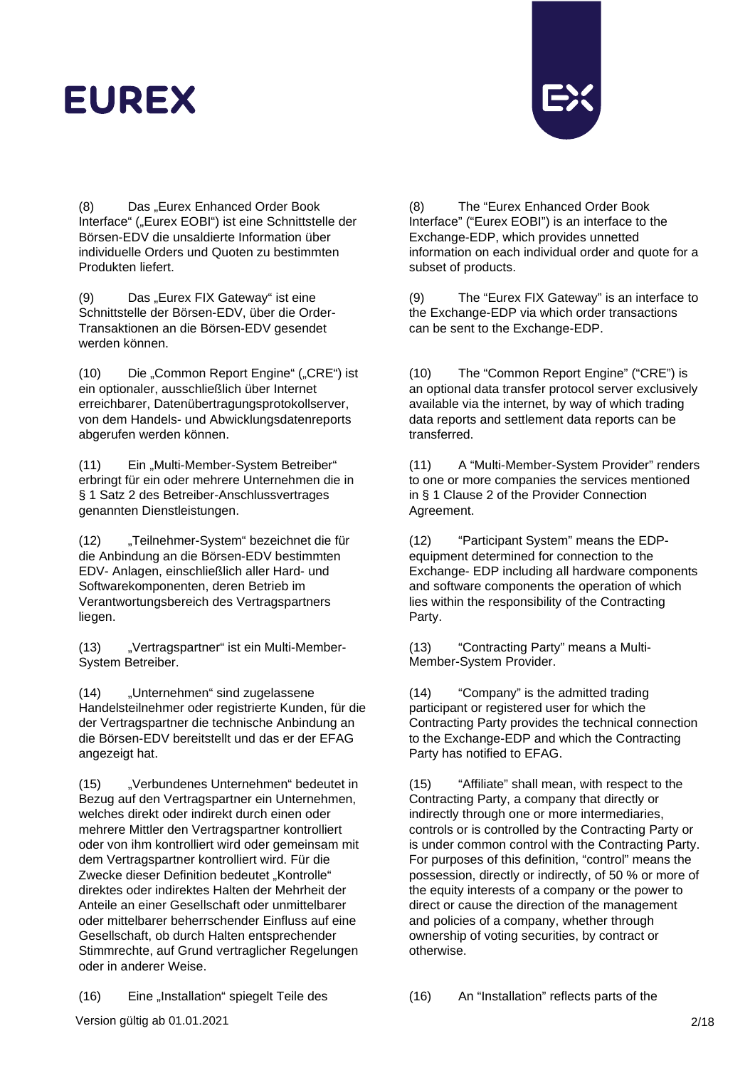(8) Das „Eurex Enhanced Order Book Interface" („Eurex EOBI") ist eine Schnittstelle der Börsen-EDV die unsaldierte Information über individuelle Orders und Quoten zu bestimmten Produkten liefert.

(8) The "Eurex Enhanced Order Book Interface" ("Eurex EOBI") is an interface to the Exchange-EDP, which provides unnetted information on each individual order and quote for a subset of products.

(9) Das „Eurex FIX Gateway" ist eine Schnittstelle der Börsen-EDV, über die Order-Transaktionen an die Börsen-EDV gesendet werden können.

(9) The "Eurex FIX Gateway" is an interface to the Exchange-EDP via which order transactions can be sent to the Exchange-EDP.

(10) Die „Common Report Engine" („CRE") ist ein optionaler, ausschließlich über Internet erreichbarer, Datenübertragungsprotokollserver, von dem Handels- und Abwicklungsdatenreports abgerufen werden können.

(10) The "Common Report Engine" ("CRE") is an optional data transfer protocol server exclusively available via the internet, by way of which trading data reports and settlement data reports can be transferred.

(11) Ein „Multi-Member-System Betreiber" erbringt für ein oder mehrere Unternehmen die in § 1 Satz 2 des Betreiber-Anschlussvertrages genannten Dienstleistungen.

(11) A "Multi-Member-System Provider" renders to one or more companies the services mentioned in § 1 Clause 2 of the Provider Connection Agreement.

(12) „Teilnehmer-System" bezeichnet die für die Anbindung an die Börsen-EDV bestimmten EDV- Anlagen, einschließlich aller Hard- und Softwarekomponenten, deren Betrieb im Verantwortungsbereich des Vertragspartners liegen.

(12) "Participant System" means the EDP-equipment determined for connection to the Exchange- EDP including all hardware components and software components the operation of which lies within the responsibility of the Contracting Party.

(13) „Vertragspartner" ist ein Multi-Member-System Betreiber.

(13) "Contracting Party" means a Multi-Member-System Provider.

(14) „Unternehmen" sind zugelassene Handelsteilnehmer oder registrierte Kunden, für die der Vertragspartner die technische Anbindung an die Börsen-EDV bereitstellt und das er der EFAG angezeigt hat.

(14) "Company" is the admitted trading participant or registered user for which the Contracting Party provides the technical connection to the Exchange-EDP and which the Contracting Party has notified to EFAG.

(15) „Verbundenes Unternehmen" bedeutet in Bezug auf den Vertragspartner ein Unternehmen, welches direkt oder indirekt durch einen oder mehrere Mittler den Vertragspartner kontrolliert oder von ihm kontrolliert wird oder gemeinsam mit dem Vertragspartner kontrolliert wird. Für die Zwecke dieser Definition bedeutet „Kontrolle" direktes oder indirektes Halten der Mehrheit der Anteile an einer Gesellschaft oder unmittelbarer oder mittelbarer beherrschender Einfluss auf eine Gesellschaft, ob durch Halten entsprechender Stimmrechte, auf Grund vertraglicher Regelungen oder in anderer Weise.

(15) "Affiliate" shall mean, with respect to the Contracting Party, a company that directly or indirectly through one or more intermediaries, controls or is controlled by the Contracting Party or is under common control with the Contracting Party. For purposes of this definition, "control" means the possession, directly or indirectly, of 50 % or more of the equity interests of a company or the power to direct or cause the direction of the management and policies of a company, whether through ownership of voting securities, by contract or otherwise.

(16) Eine „Installation" spiegelt Teile des

(16) An "Installation" reflects parts of the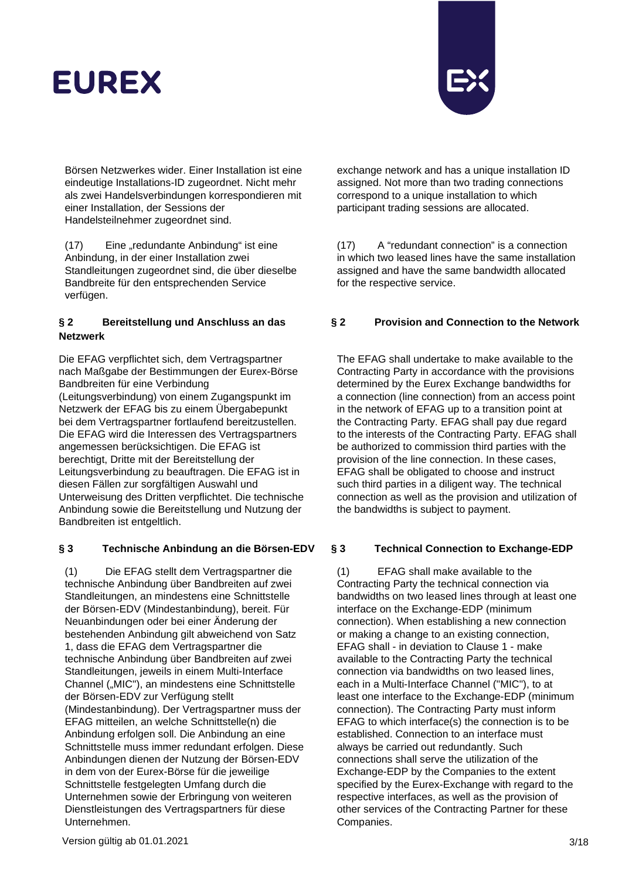Börsen Netzwerkes wider. Einer Installation ist eine eindeutige Installations-ID zugeordnet. Nicht mehr als zwei Handelsverbindungen korrespondieren mit einer Installation, der Sessions der Handelsteilnehmer zugeordnet sind.

(17) Eine „redundante Anbindung" ist eine Anbindung, in der einer Installation zwei Standleitungen zugeordnet sind, die über dieselbe Bandbreite für den entsprechenden Service verfügen.

### § 2 Bereitstellung und Anschluss an das Netzwerk

Die EFAG verpflichtet sich, dem Vertragspartner nach Maßgabe der Bestimmungen der Eurex-Börse Bandbreiten für eine Verbindung (Leitungsverbindung) von einem Zugangspunkt im Netzwerk der EFAG bis zu einem Übergabepunkt bei dem Vertragspartner fortlaufend bereitzustellen. Die EFAG wird die Interessen des Vertragspartners angemessen berücksichtigen. Die EFAG ist berechtigt, Dritte mit der Bereitstellung der Leitungsverbindung zu beauftragen. Die EFAG ist in diesen Fällen zur sorgfältigen Auswahl und Unterweisung des Dritten verpflichtet. Die technische Anbindung sowie die Bereitstellung und Nutzung der Bandbreiten ist entgeltlich.

### § 3 Technische Anbindung an die Börsen-EDV

(1) Die EFAG stellt dem Vertragspartner die technische Anbindung über Bandbreiten auf zwei Standleitungen, an mindestens eine Schnittstelle der Börsen-EDV (Mindestanbindung), bereit. Für Neuanbindungen oder bei einer Änderung der bestehenden Anbindung gilt abweichend von Satz 1, dass die EFAG dem Vertragspartner die technische Anbindung über Bandbreiten auf zwei Standleitungen, jeweils in einem Multi-Interface Channel („MIC"), an mindestens eine Schnittstelle der Börsen-EDV zur Verfügung stellt (Mindestanbindung). Der Vertragspartner muss der EFAG mitteilen, an welche Schnittstelle(n) die Anbindung erfolgen soll. Die Anbindung an eine Schnittstelle muss immer redundant erfolgen. Diese Anbindungen dienen der Nutzung der Börsen-EDV in dem von der Eurex-Börse für die jeweilige Schnittstelle festgelegten Umfang durch die Unternehmen sowie der Erbringung von weiteren Dienstleistungen des Vertragspartners für diese Unternehmen.

exchange network and has a unique installation ID assigned. Not more than two trading connections correspond to a unique installation to which participant trading sessions are allocated.

(17) A "redundant connection" is a connection in which two leased lines have the same installation assigned and have the same bandwidth allocated for the respective service.

### § 2 Provision and Connection to the Network

The EFAG shall undertake to make available to the Contracting Party in accordance with the provisions determined by the Eurex Exchange bandwidths for a connection (line connection) from an access point in the network of EFAG up to a transition point at the Contracting Party. EFAG shall pay due regard to the interests of the Contracting Party. EFAG shall be authorized to commission third parties with the provision of the line connection. In these cases, EFAG shall be obligated to choose and instruct such third parties in a diligent way. The technical connection as well as the provision and utilization of the bandwidths is subject to payment.

### § 3 Technical Connection to Exchange-EDP

(1) EFAG shall make available to the Contracting Party the technical connection via bandwidths on two leased lines through at least one interface on the Exchange-EDP (minimum connection). When establishing a new connection or making a change to an existing connection, EFAG shall - in deviation to Clause 1 - make available to the Contracting Party the technical connection via bandwidths on two leased lines, each in a Multi-Interface Channel ("MIC"), to at least one interface to the Exchange-EDP (minimum connection). The Contracting Party must inform EFAG to which interface(s) the connection is to be established. Connection to an interface must always be carried out redundantly. Such connections shall serve the utilization of the Exchange-EDP by the Companies to the extent specified by the Eurex-Exchange with regard to the respective interfaces, as well as the provision of other services of the Contracting Partner for these Companies.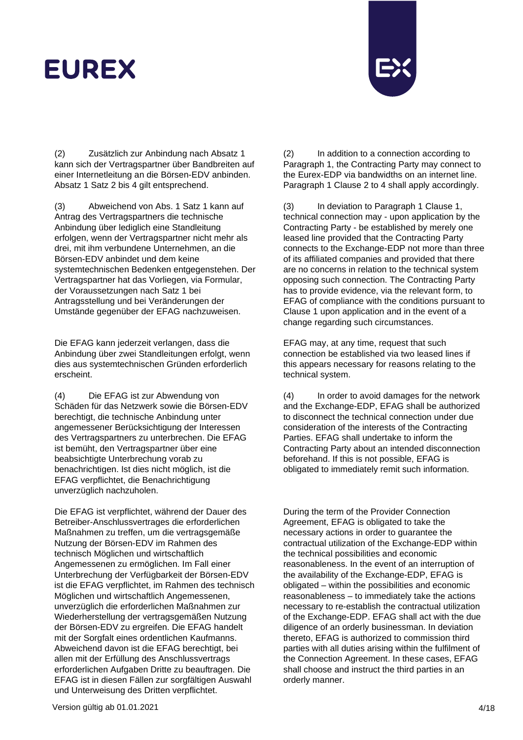(2) Zusätzlich zur Anbindung nach Absatz 1 kann sich der Vertragspartner über Bandbreiten auf einer Internetleitung an die Börsen-EDV anbinden. Absatz 1 Satz 2 bis 4 gilt entsprechend.

(3) Abweichend von Abs. 1 Satz 1 kann auf Antrag des Vertragspartners die technische Anbindung über lediglich eine Standleitung erfolgen, wenn der Vertragspartner nicht mehr als drei, mit ihm verbundene Unternehmen, an die Börsen-EDV anbindet und dem keine systemtechnischen Bedenken entgegenstehen. Der Vertragspartner hat das Vorliegen, via Formular, der Voraussetzungen nach Satz 1 bei Antragsstellung und bei Veränderungen der Umstände gegenüber der EFAG nachzuweisen.

Die EFAG kann jederzeit verlangen, dass die Anbindung über zwei Standleitungen erfolgt, wenn dies aus systemtechnischen Gründen erforderlich erscheint.

(4) Die EFAG ist zur Abwendung von Schäden für das Netzwerk sowie die Börsen-EDV berechtigt, die technische Anbindung unter angemessener Berücksichtigung der Interessen des Vertragspartners zu unterbrechen. Die EFAG ist bemüht, den Vertragspartner über eine beabsichtigte Unterbrechung vorab zu benachrichtigen. Ist dies nicht möglich, ist die EFAG verpflichtet, die Benachrichtigung unverzüglich nachzuholen.

Die EFAG ist verpflichtet, während der Dauer des Betreiber-Anschlussvertrages die erforderlichen Maßnahmen zu treffen, um die vertragsgemäße Nutzung der Börsen-EDV im Rahmen des technisch Möglichen und wirtschaftlich Angemessenen zu ermöglichen. Im Fall einer Unterbrechung der Verfügbarkeit der Börsen-EDV ist die EFAG verpflichtet, im Rahmen des technisch Möglichen und wirtschaftlich Angemessenen, unverzüglich die erforderlichen Maßnahmen zur Wiederherstellung der vertragsgemäßen Nutzung der Börsen-EDV zu ergreifen. Die EFAG handelt mit der Sorgfalt eines ordentlichen Kaufmanns. Abweichend davon ist die EFAG berechtigt, bei allen mit der Erfüllung des Anschlussvertrags erforderlichen Aufgaben Dritte zu beauftragen. Die EFAG ist in diesen Fällen zur sorgfältigen Auswahl und Unterweisung des Dritten verpflichtet.

(2) In addition to a connection according to Paragraph 1, the Contracting Party may connect to the Eurex-EDP via bandwidths on an internet line. Paragraph 1 Clause 2 to 4 shall apply accordingly.

(3) In deviation to Paragraph 1 Clause 1, technical connection may - upon application by the Contracting Party - be established by merely one leased line provided that the Contracting Party connects to the Exchange-EDP not more than three of its affiliated companies and provided that there are no concerns in relation to the technical system opposing such connection. The Contracting Party has to provide evidence, via the relevant form, to EFAG of compliance with the conditions pursuant to Clause 1 upon application and in the event of a change regarding such circumstances.

EFAG may, at any time, request that such connection be established via two leased lines if this appears necessary for reasons relating to the technical system.

(4) In order to avoid damages for the network and the Exchange-EDP, EFAG shall be authorized to disconnect the technical connection under due consideration of the interests of the Contracting Parties. EFAG shall undertake to inform the Contracting Party about an intended disconnection beforehand. If this is not possible, EFAG is obligated to immediately remit such information.

During the term of the Provider Connection Agreement, EFAG is obligated to take the necessary actions in order to guarantee the contractual utilization of the Exchange-EDP within the technical possibilities and economic reasonableness. In the event of an interruption of the availability of the Exchange-EDP, EFAG is obligated – within the possibilities and economic reasonableness – to immediately take the actions necessary to re-establish the contractual utilization of the Exchange-EDP. EFAG shall act with the due diligence of an orderly businessman. In deviation thereto, EFAG is authorized to commission third parties with all duties arising within the fulfilment of the Connection Agreement. In these cases, EFAG shall choose and instruct the third parties in an orderly manner.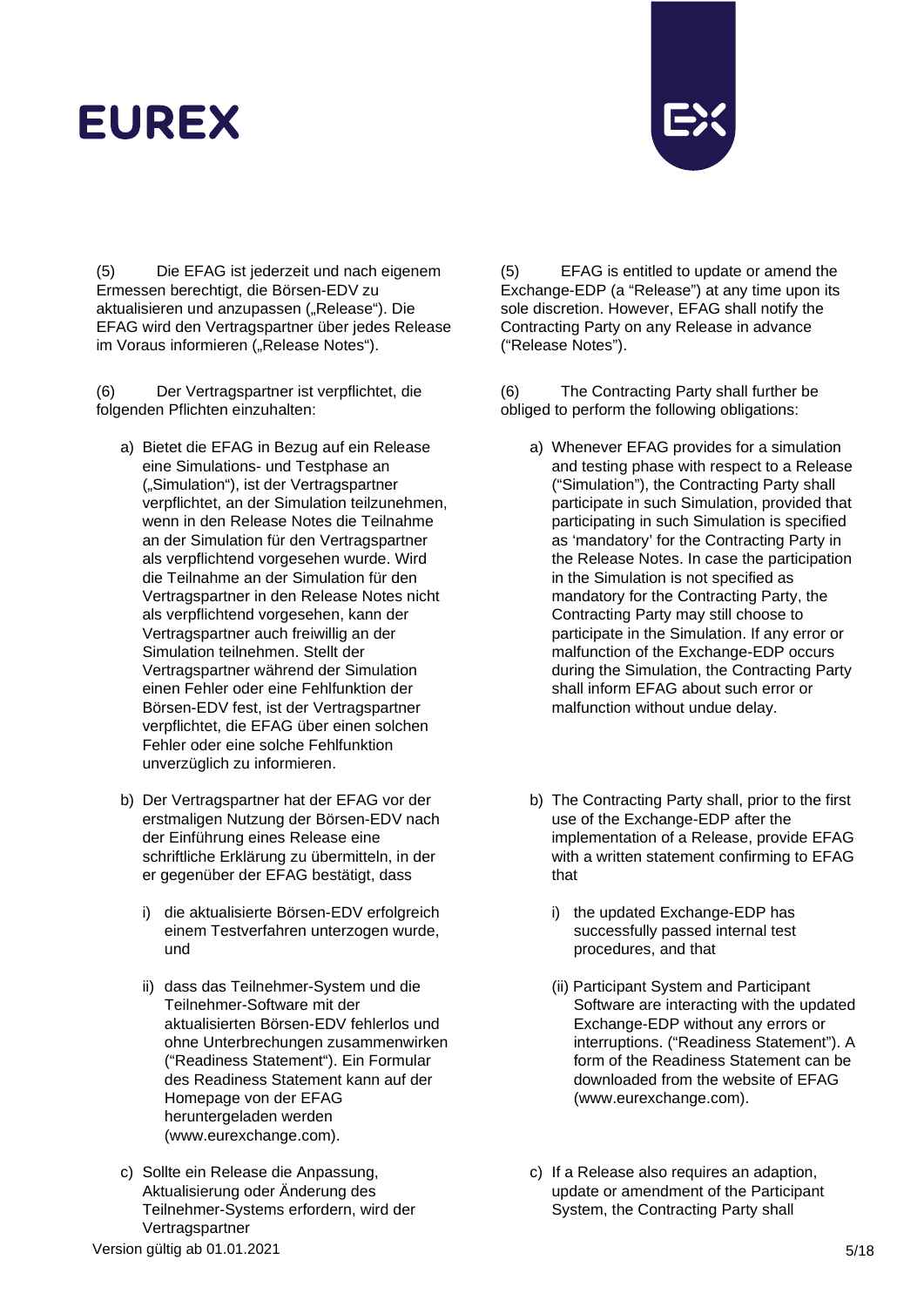(5) Die EFAG ist jederzeit und nach eigenem Ermessen berechtigt, die Börsen-EDV zu aktualisieren und anzupassen („Release"). Die EFAG wird den Vertragspartner über jedes Release im Voraus informieren („Release Notes").

(6) Der Vertragspartner ist verpflichtet, die folgenden Pflichten einzuhalten:

a) Bietet die EFAG in Bezug auf ein Release eine Simulations- und Testphase an („Simulation"), ist der Vertragspartner verpflichtet, an der Simulation teilzunehmen, wenn in den Release Notes die Teilnahme an der Simulation für den Vertragspartner als verpflichtend vorgesehen wurde. Wird die Teilnahme an der Simulation für den Vertragspartner in den Release Notes nicht als verpflichtend vorgesehen, kann der Vertragspartner auch freiwillig an der Simulation teilnehmen. Stellt der Vertragspartner während der Simulation einen Fehler oder eine Fehlfunktion der Börsen-EDV fest, ist der Vertragspartner verpflichtet, die EFAG über einen solchen Fehler oder eine solche Fehlfunktion unverzüglich zu informieren.

b) Der Vertragspartner hat der EFAG vor der erstmaligen Nutzung der Börsen-EDV nach der Einführung eines Release eine schriftliche Erklärung zu übermitteln, in der er gegenüber der EFAG bestätigt, dass

   i) die aktualisierte Börsen-EDV erfolgreich einem Testverfahren unterzogen wurde, und

   ii) dass das Teilnehmer-System und die Teilnehmer-Software mit der aktualisierten Börsen-EDV fehlerlos und ohne Unterbrechungen zusammenwirken ("Readiness Statement"). Ein Formular des Readiness Statement kann auf der Homepage von der EFAG heruntergeladen werden (www.eurexchange.com).

c) Sollte ein Release die Anpassung, Aktualisierung oder Änderung des Teilnehmer-Systems erfordern, wird der Vertragspartner

(5) EFAG is entitled to update or amend the Exchange-EDP (a "Release") at any time upon its sole discretion. However, EFAG shall notify the Contracting Party on any Release in advance ("Release Notes").

(6) The Contracting Party shall further be obliged to perform the following obligations:

a) Whenever EFAG provides for a simulation and testing phase with respect to a Release ("Simulation"), the Contracting Party shall participate in such Simulation, provided that participating in such Simulation is specified as 'mandatory' for the Contracting Party in the Release Notes. In case the participation in the Simulation is not specified as mandatory for the Contracting Party, the Contracting Party may still choose to participate in the Simulation. If any error or malfunction of the Exchange-EDP occurs during the Simulation, the Contracting Party shall inform EFAG about such error or malfunction without undue delay.

b) The Contracting Party shall, prior to the first use of the Exchange-EDP after the implementation of a Release, provide EFAG with a written statement confirming to EFAG that

   i) the updated Exchange-EDP has successfully passed internal test procedures, and that

   (ii) Participant System and Participant Software are interacting with the updated Exchange-EDP without any errors or interruptions. ("Readiness Statement"). A form of the Readiness Statement can be downloaded from the website of EFAG (www.eurexchange.com).

c) If a Release also requires an adaption, update or amendment of the Participant System, the Contracting Party shall

Version gültig ab 01.01.2021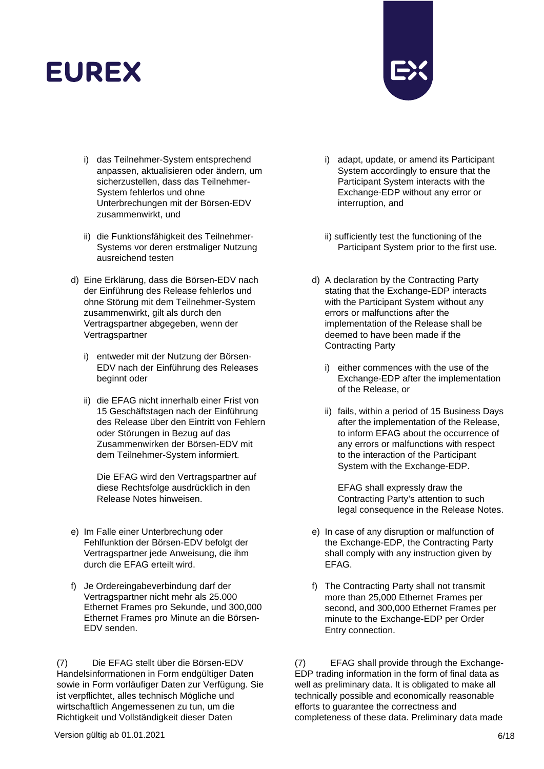i) das Teilnehmer-System entsprechend anpassen, aktualisieren oder ändern, um sicherzustellen, dass das Teilnehmer-System fehlerlos und ohne Unterbrechungen mit der Börsen-EDV zusammenwirkt, und

ii) die Funktionsfähigkeit des Teilnehmer-Systems vor deren erstmaliger Nutzung ausreichend testen

d) Eine Erklärung, dass die Börsen-EDV nach der Einführung des Release fehlerlos und ohne Störung mit dem Teilnehmer-System zusammenwirkt, gilt als durch den Vertragspartner abgegeben, wenn der Vertragspartner

i) entweder mit der Nutzung der Börsen-EDV nach der Einführung des Releases beginnt oder

ii) die EFAG nicht innerhalb einer Frist von 15 Geschäftstagen nach der Einführung des Release über den Eintritt von Fehlern oder Störungen in Bezug auf das Zusammenwirken der Börsen-EDV mit dem Teilnehmer-System informiert.

Die EFAG wird den Vertragspartner auf diese Rechtsfolge ausdrücklich in den Release Notes hinweisen.

e) Im Falle einer Unterbrechung oder Fehlfunktion der Börsen-EDV befolgt der Vertragspartner jede Anweisung, die ihm durch die EFAG erteilt wird.

f) Je Ordereingabeverbindung darf der Vertragspartner nicht mehr als 25.000 Ethernet Frames pro Sekunde, und 300,000 Ethernet Frames pro Minute an die Börsen-EDV senden.

(7) Die EFAG stellt über die Börsen-EDV Handelsinformationen in Form endgültiger Daten sowie in Form vorläufiger Daten zur Verfügung. Sie ist verpflichtet, alles technisch Mögliche und wirtschaftlich Angemessenen zu tun, um die Richtigkeit und Vollständigkeit dieser Daten

i) adapt, update, or amend its Participant System accordingly to ensure that the Participant System interacts with the Exchange-EDP without any error or interruption, and

ii) sufficiently test the functioning of the Participant System prior to the first use.

d) A declaration by the Contracting Party stating that the Exchange-EDP interacts with the Participant System without any errors or malfunctions after the implementation of the Release shall be deemed to have been made if the Contracting Party

i) either commences with the use of the Exchange-EDP after the implementation of the Release, or

ii) fails, within a period of 15 Business Days after the implementation of the Release, to inform EFAG about the occurrence of any errors or malfunctions with respect to the interaction of the Participant System with the Exchange-EDP.

EFAG shall expressly draw the Contracting Party's attention to such legal consequence in the Release Notes.

e) In case of any disruption or malfunction of the Exchange-EDP, the Contracting Party shall comply with any instruction given by EFAG.

f) The Contracting Party shall not transmit more than 25,000 Ethernet Frames per second, and 300,000 Ethernet Frames per minute to the Exchange-EDP per Order Entry connection.

(7) EFAG shall provide through the Exchange-EDP trading information in the form of final data as well as preliminary data. It is obligated to make all technically possible and economically reasonable efforts to guarantee the correctness and completeness of these data. Preliminary data made

Version gültig ab 01.01.2021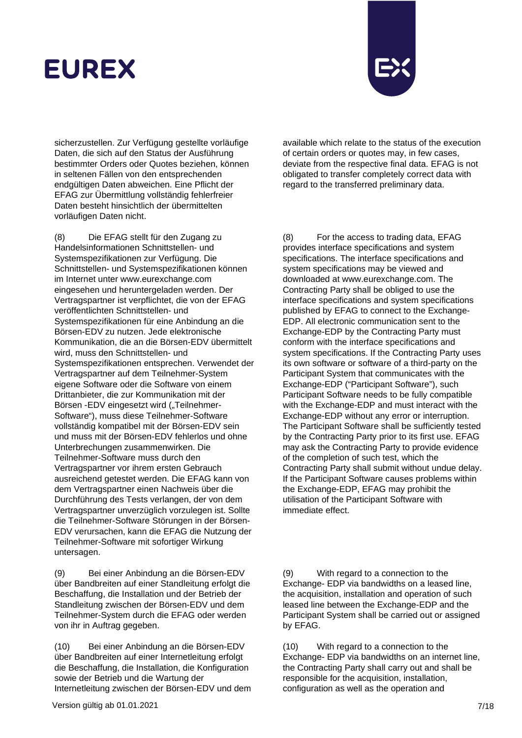sicherzustellen. Zur Verfügung gestellte vorläufige Daten, die sich auf den Status der Ausführung bestimmter Orders oder Quotes beziehen, können in seltenen Fällen von den entsprechenden endgültigen Daten abweichen. Eine Pflicht der EFAG zur Übermittlung vollständig fehlerfreier Daten besteht hinsichtlich der übermittelten vorläufigen Daten nicht.

available which relate to the status of the execution of certain orders or quotes may, in few cases, deviate from the respective final data. EFAG is not obligated to transfer completely correct data with regard to the transferred preliminary data.

(8) Die EFAG stellt für den Zugang zu Handelsinformationen Schnittstellen- und Systemspezifikationen zur Verfügung. Die Schnittstellen- und Systemspezifikationen können im Internet unter www.eurexchange.com eingesehen und heruntergeladen werden. Der Vertragspartner ist verpflichtet, die von der EFAG veröffentlichten Schnittstellen- und Systemspezifikationen für eine Anbindung an die Börsen-EDV zu nutzen. Jede elektronische Kommunikation, die an die Börsen-EDV übermittelt wird, muss den Schnittstellen- und Systemspezifikationen entsprechen. Verwendet der Vertragspartner auf dem Teilnehmer-System eigene Software oder die Software von einem Drittanbieter, die zur Kommunikation mit der Börsen -EDV eingesetzt wird („Teilnehmer-Software"), muss diese Teilnehmer-Software vollständig kompatibel mit der Börsen-EDV sein und muss mit der Börsen-EDV fehlerlos und ohne Unterbrechungen zusammenwirken. Die Teilnehmer-Software muss durch den Vertragspartner vor ihrem ersten Gebrauch ausreichend getestet werden. Die EFAG kann von dem Vertragspartner einen Nachweis über die Durchführung des Tests verlangen, der von dem Vertragspartner unverzüglich vorzulegen ist. Sollte die Teilnehmer-Software Störungen in der Börsen-EDV verursachen, kann die EFAG die Nutzung der Teilnehmer-Software mit sofortiger Wirkung untersagen.

(8) For the access to trading data, EFAG provides interface specifications and system specifications. The interface specifications and system specifications may be viewed and downloaded at www.eurexchange.com. The Contracting Party shall be obliged to use the interface specifications and system specifications published by EFAG to connect to the Exchange-EDP. All electronic communication sent to the Exchange-EDP by the Contracting Party must conform with the interface specifications and system specifications. If the Contracting Party uses its own software or software of a third-party on the Participant System that communicates with the Exchange-EDP ("Participant Software"), such Participant Software needs to be fully compatible with the Exchange-EDP and must interact with the Exchange-EDP without any error or interruption. The Participant Software shall be sufficiently tested by the Contracting Party prior to its first use. EFAG may ask the Contracting Party to provide evidence of the completion of such test, which the Contracting Party shall submit without undue delay. If the Participant Software causes problems within the Exchange-EDP, EFAG may prohibit the utilisation of the Participant Software with immediate effect.

(9) Bei einer Anbindung an die Börsen-EDV über Bandbreiten auf einer Standleitung erfolgt die Beschaffung, die Installation und der Betrieb der Standleitung zwischen der Börsen-EDV und dem Teilnehmer-System durch die EFAG oder werden von ihr in Auftrag gegeben.

(9) With regard to a connection to the Exchange- EDP via bandwidths on a leased line, the acquisition, installation and operation of such leased line between the Exchange-EDP and the Participant System shall be carried out or assigned by EFAG.

(10) Bei einer Anbindung an die Börsen-EDV über Bandbreiten auf einer Internetleitung erfolgt die Beschaffung, die Installation, die Konfiguration sowie der Betrieb und die Wartung der Internetleitung zwischen der Börsen-EDV und dem

(10) With regard to a connection to the Exchange- EDP via bandwidths on an internet line, the Contracting Party shall carry out and shall be responsible for the acquisition, installation, configuration as well as the operation and

Version gültig ab 01.01.2021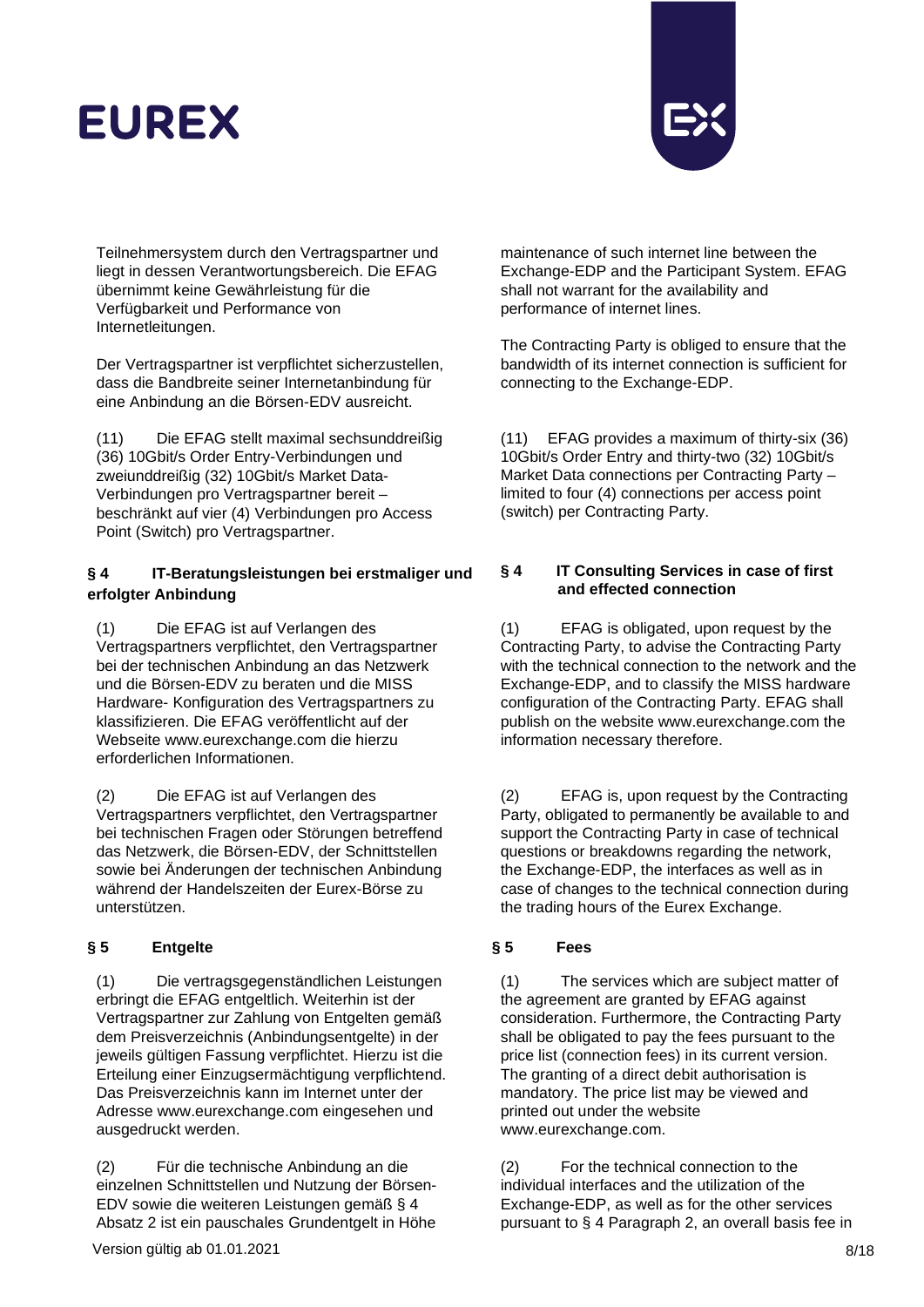Teilnehmersystem durch den Vertragspartner und liegt in dessen Verantwortungsbereich. Die EFAG übernimmt keine Gewährleistung für die Verfügbarkeit und Performance von Internetleitungen.

Der Vertragspartner ist verpflichtet sicherzustellen, dass die Bandbreite seiner Internetanbindung für eine Anbindung an die Börsen-EDV ausreicht.

(11) Die EFAG stellt maximal sechsunddreißig (36) 10Gbit/s Order Entry-Verbindungen und zweiunddreißig (32) 10Gbit/s Market Data-Verbindungen pro Vertragspartner bereit – beschränkt auf vier (4) Verbindungen pro Access Point (Switch) pro Vertragspartner.

### § 4 IT-Beratungsleistungen bei erstmaliger und erfolgter Anbindung

(1) Die EFAG ist auf Verlangen des Vertragspartners verpflichtet, den Vertragspartner bei der technischen Anbindung an das Netzwerk und die Börsen-EDV zu beraten und die MISS Hardware- Konfiguration des Vertragspartners zu klassifizieren. Die EFAG veröffentlicht auf der Webseite www.eurexchange.com die hierzu erforderlichen Informationen.

(2) Die EFAG ist auf Verlangen des Vertragspartners verpflichtet, den Vertragspartner bei technischen Fragen oder Störungen betreffend das Netzwerk, die Börsen-EDV, der Schnittstellen sowie bei Änderungen der technischen Anbindung während der Handelszeiten der Eurex-Börse zu unterstützen.

### § 5 Entgelte

(1) Die vertragsgegenständlichen Leistungen erbringt die EFAG entgeltlich. Weiterhin ist der Vertragspartner zur Zahlung von Entgelten gemäß dem Preisverzeichnis (Anbindungsentgelte) in der jeweils gültigen Fassung verpflichtet. Hierzu ist die Erteilung einer Einzugsermächtigung verpflichtend. Das Preisverzeichnis kann im Internet unter der Adresse www.eurexchange.com eingesehen und ausgedruckt werden.

(2) Für die technische Anbindung an die einzelnen Schnittstellen und Nutzung der Börsen-EDV sowie die weiteren Leistungen gemäß § 4 Absatz 2 ist ein pauschales Grundentgelt in Höhe

---

maintenance of such internet line between the Exchange-EDP and the Participant System. EFAG shall not warrant for the availability and performance of internet lines.

The Contracting Party is obliged to ensure that the bandwidth of its internet connection is sufficient for connecting to the Exchange-EDP.

(11) EFAG provides a maximum of thirty-six (36) 10Gbit/s Order Entry and thirty-two (32) 10Gbit/s Market Data connections per Contracting Party – limited to four (4) connections per access point (switch) per Contracting Party.

### § 4 IT Consulting Services in case of first and effected connection

(1) EFAG is obligated, upon request by the Contracting Party, to advise the Contracting Party with the technical connection to the network and the Exchange-EDP, and to classify the MISS hardware configuration of the Contracting Party. EFAG shall publish on the website www.eurexchange.com the information necessary therefore.

(2) EFAG is, upon request by the Contracting Party, obligated to permanently be available to and support the Contracting Party in case of technical questions or breakdowns regarding the network, the Exchange-EDP, the interfaces as well as in case of changes to the technical connection during the trading hours of the Eurex Exchange.

### § 5 Fees

(1) The services which are subject matter of the agreement are granted by EFAG against consideration. Furthermore, the Contracting Party shall be obligated to pay the fees pursuant to the price list (connection fees) in its current version. The granting of a direct debit authorisation is mandatory. The price list may be viewed and printed out under the website www.eurexchange.com.

(2) For the technical connection to the individual interfaces and the utilization of the Exchange-EDP, as well as for the other services pursuant to § 4 Paragraph 2, an overall basis fee in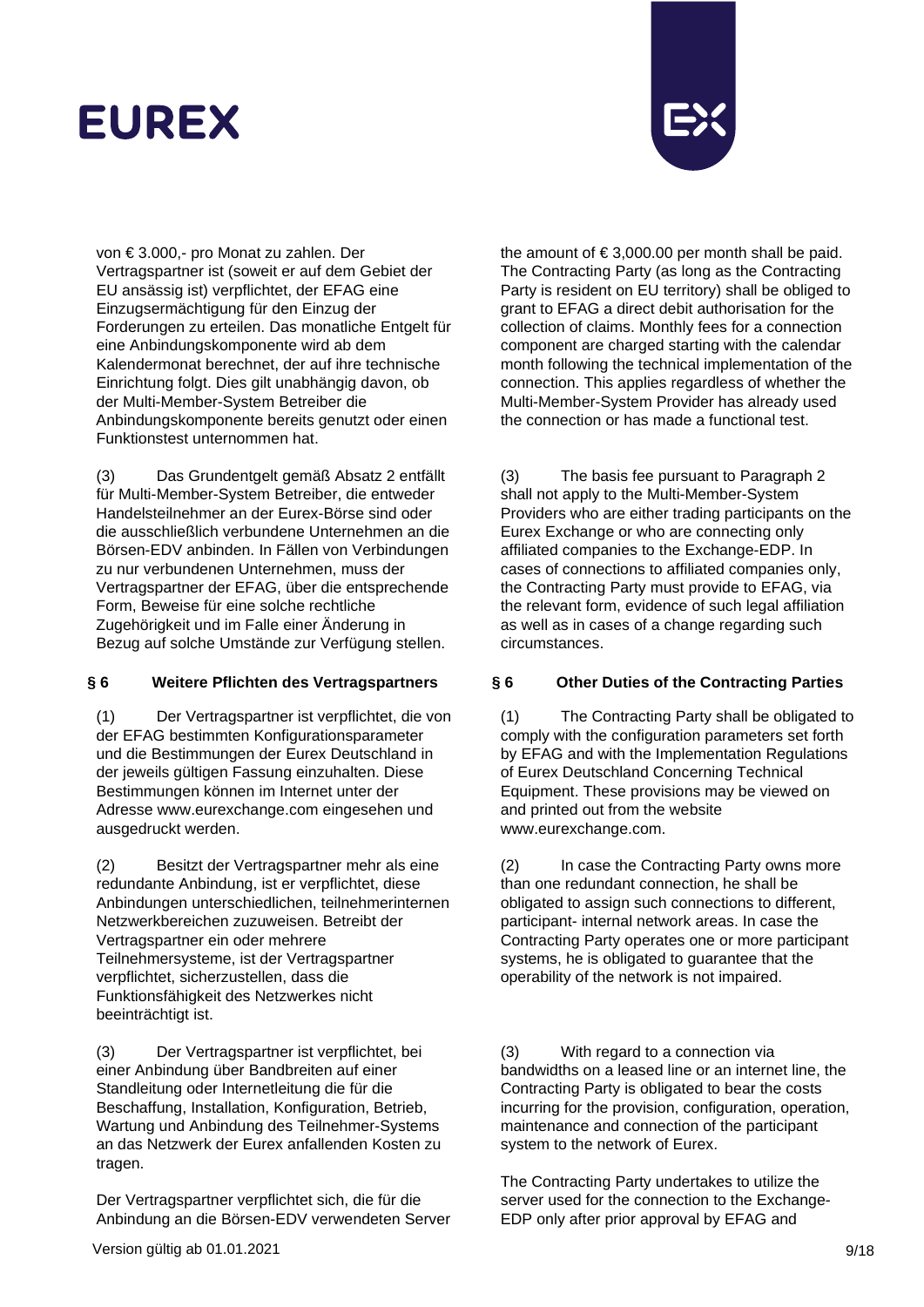von € 3.000,- pro Monat zu zahlen. Der Vertragspartner ist (soweit er auf dem Gebiet der EU ansässig ist) verpflichtet, der EFAG eine Einzugsermächtigung für den Einzug der Forderungen zu erteilen. Das monatliche Entgelt für eine Anbindungskomponente wird ab dem Kalendermonat berechnet, der auf ihre technische Einrichtung folgt. Dies gilt unabhängig davon, ob der Multi-Member-System Betreiber die Anbindungskomponente bereits genutzt oder einen Funktionstest unternommen hat.

(3) Das Grundentgelt gemäß Absatz 2 entfällt für Multi-Member-System Betreiber, die entweder Handelsteilnehmer an der Eurex-Börse sind oder die ausschließlich verbundene Unternehmen an die Börsen-EDV anbinden. In Fällen von Verbindungen zu nur verbundenen Unternehmen, muss der Vertragspartner der EFAG, über die entsprechende Form, Beweise für eine solche rechtliche Zugehörigkeit und im Falle einer Änderung in Bezug auf solche Umstände zur Verfügung stellen.

### § 6 Weitere Pflichten des Vertragspartners

(1) Der Vertragspartner ist verpflichtet, die von der EFAG bestimmten Konfigurationsparameter und die Bestimmungen der Eurex Deutschland in der jeweils gültigen Fassung einzuhalten. Diese Bestimmungen können im Internet unter der Adresse www.eurexchange.com eingesehen und ausgedruckt werden.

(2) Besitzt der Vertragspartner mehr als eine redundante Anbindung, ist er verpflichtet, diese Anbindungen unterschiedlichen, teilnehmerinternen Netzwerkbereichen zuzuweisen. Betreibt der Vertragspartner ein oder mehrere Teilnehmersysteme, ist der Vertragspartner verpflichtet, sicherzustellen, dass die Funktionsfähigkeit des Netzwerkes nicht beeinträchtigt ist.

(3) Der Vertragspartner ist verpflichtet, bei einer Anbindung über Bandbreiten auf einer Standleitung oder Internetleitung die für die Beschaffung, Installation, Konfiguration, Betrieb, Wartung und Anbindung des Teilnehmer-Systems an das Netzwerk der Eurex anfallenden Kosten zu tragen.

Der Vertragspartner verpflichtet sich, die für die Anbindung an die Börsen-EDV verwendeten Server

---

the amount of € 3,000.00 per month shall be paid. The Contracting Party (as long as the Contracting Party is resident on EU territory) shall be obliged to grant to EFAG a direct debit authorisation for the collection of claims. Monthly fees for a connection component are charged starting with the calendar month following the technical implementation of the connection. This applies regardless of whether the Multi-Member-System Provider has already used the connection or has made a functional test.

(3) The basis fee pursuant to Paragraph 2 shall not apply to the Multi-Member-System Providers who are either trading participants on the Eurex Exchange or who are connecting only affiliated companies to the Exchange-EDP. In cases of connections to affiliated companies only, the Contracting Party must provide to EFAG, via the relevant form, evidence of such legal affiliation as well as in cases of a change regarding such circumstances.

### § 6 Other Duties of the Contracting Parties

(1) The Contracting Party shall be obligated to comply with the configuration parameters set forth by EFAG and with the Implementation Regulations of Eurex Deutschland Concerning Technical Equipment. These provisions may be viewed on and printed out from the website www.eurexchange.com.

(2) In case the Contracting Party owns more than one redundant connection, he shall be obligated to assign such connections to different, participant- internal network areas. In case the Contracting Party operates one or more participant systems, he is obligated to guarantee that the operability of the network is not impaired.

(3) With regard to a connection via bandwidths on a leased line or an internet line, the Contracting Party is obligated to bear the costs incurring for the provision, configuration, operation, maintenance and connection of the participant system to the network of Eurex.

The Contracting Party undertakes to utilize the server used for the connection to the Exchange-EDP only after prior approval by EFAG and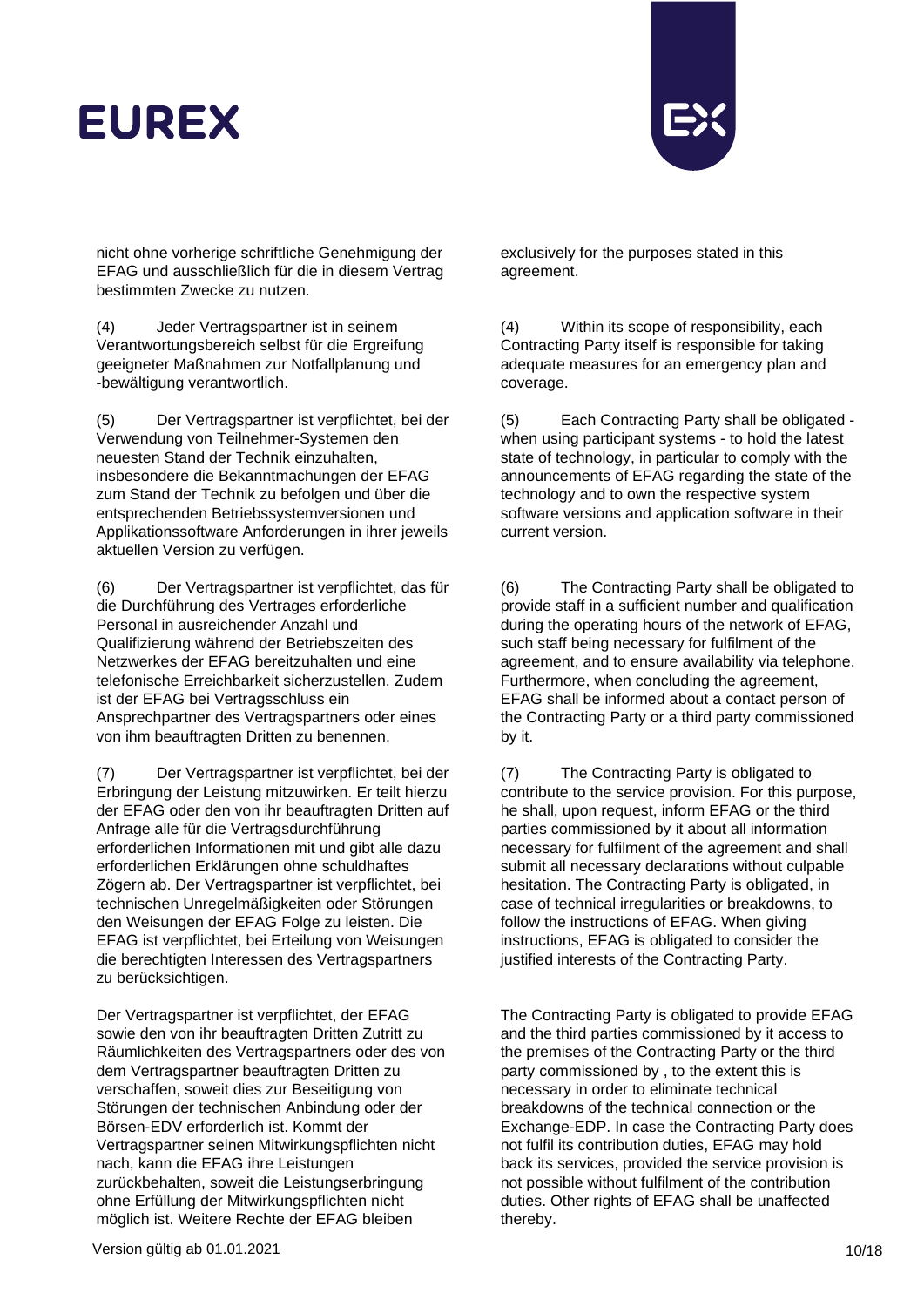nicht ohne vorherige schriftliche Genehmigung der EFAG und ausschließlich für die in diesem Vertrag bestimmten Zwecke zu nutzen.

exclusively for the purposes stated in this agreement.

(4) Jeder Vertragspartner ist in seinem Verantwortungsbereich selbst für die Ergreifung geeigneter Maßnahmen zur Notfallplanung und -bewältigung verantwortlich.

(4) Within its scope of responsibility, each Contracting Party itself is responsible for taking adequate measures for an emergency plan and coverage.

(5) Der Vertragspartner ist verpflichtet, bei der Verwendung von Teilnehmer-Systemen den neuesten Stand der Technik einzuhalten, insbesondere die Bekanntmachungen der EFAG zum Stand der Technik zu befolgen und über die entsprechenden Betriebssystemversionen und Applikationssoftware Anforderungen in ihrer jeweils aktuellen Version zu verfügen.

(5) Each Contracting Party shall be obligated - when using participant systems - to hold the latest state of technology, in particular to comply with the announcements of EFAG regarding the state of the technology and to own the respective system software versions and application software in their current version.

(6) Der Vertragspartner ist verpflichtet, das für die Durchführung des Vertrages erforderliche Personal in ausreichender Anzahl und Qualifizierung während der Betriebszeiten des Netzwerkes der EFAG bereitzuhalten und eine telefonische Erreichbarkeit sicherzustellen. Zudem ist der EFAG bei Vertragsschluss ein Ansprechpartner des Vertragspartners oder eines von ihm beauftragten Dritten zu benennen.

(6) The Contracting Party shall be obligated to provide staff in a sufficient number and qualification during the operating hours of the network of EFAG, such staff being necessary for fulfilment of the agreement, and to ensure availability via telephone. Furthermore, when concluding the agreement, EFAG shall be informed about a contact person of the Contracting Party or a third party commissioned by it.

(7) Der Vertragspartner ist verpflichtet, bei der Erbringung der Leistung mitzuwirken. Er teilt hierzu der EFAG oder den von ihr beauftragten Dritten auf Anfrage alle für die Vertragsdurchführung erforderlichen Informationen mit und gibt alle dazu erforderlichen Erklärungen ohne schuldhaftes Zögern ab. Der Vertragspartner ist verpflichtet, bei technischen Unregelmäßigkeiten oder Störungen den Weisungen der EFAG Folge zu leisten. Die EFAG ist verpflichtet, bei Erteilung von Weisungen die berechtigten Interessen des Vertragspartners zu berücksichtigen.

(7) The Contracting Party is obligated to contribute to the service provision. For this purpose, he shall, upon request, inform EFAG or the third parties commissioned by it about all information necessary for fulfilment of the agreement and shall submit all necessary declarations without culpable hesitation. The Contracting Party is obligated, in case of technical irregularities or breakdowns, to follow the instructions of EFAG. When giving instructions, EFAG is obligated to consider the justified interests of the Contracting Party.

Der Vertragspartner ist verpflichtet, der EFAG sowie den von ihr beauftragten Dritten Zutritt zu Räumlichkeiten des Vertragspartners oder des von dem Vertragspartner beauftragten Dritten zu verschaffen, soweit dies zur Beseitigung von Störungen der technischen Anbindung oder der Börsen-EDV erforderlich ist. Kommt der Vertragspartner seinen Mitwirkungspflichten nicht nach, kann die EFAG ihre Leistungen zurückbehalten, soweit die Leistungserbringung ohne Erfüllung der Mitwirkungspflichten nicht möglich ist. Weitere Rechte der EFAG bleiben

The Contracting Party is obligated to provide EFAG and the third parties commissioned by it access to the premises of the Contracting Party or the third party commissioned by , to the extent this is necessary in order to eliminate technical breakdowns of the technical connection or the Exchange-EDP. In case the Contracting Party does not fulfil its contribution duties, EFAG may hold back its services, provided the service provision is not possible without fulfilment of the contribution duties. Other rights of EFAG shall be unaffected thereby.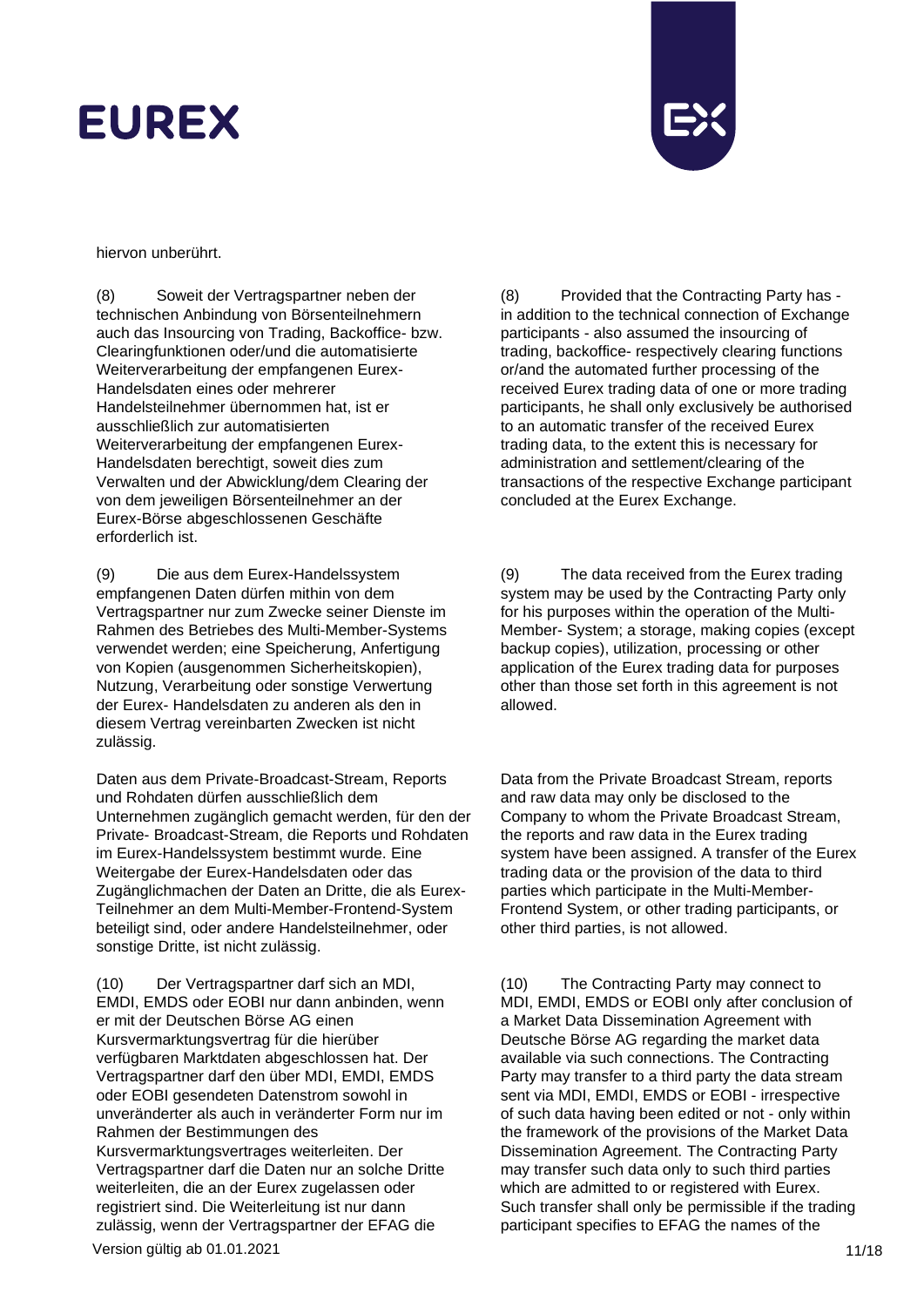hiervon unberührt.

(8) Soweit der Vertragspartner neben der technischen Anbindung von Börsenteilnehmern auch das Insourcing von Trading, Backoffice- bzw. Clearingfunktionen oder/und die automatisierte Weiterverarbeitung der empfangenen Eurex-Handelsdaten eines oder mehrerer Handelsteilnehmer übernommen hat, ist er ausschließlich zur automatisierten Weiterverarbeitung der empfangenen Eurex-Handelsdaten berechtigt, soweit dies zum Verwalten und der Abwicklung/dem Clearing der von dem jeweiligen Börsenteilnehmer an der Eurex-Börse abgeschlossenen Geschäfte erforderlich ist.

(9) Die aus dem Eurex-Handelssystem empfangenen Daten dürfen mithin von dem Vertragspartner nur zum Zwecke seiner Dienste im Rahmen des Betriebes des Multi-Member-Systems verwendet werden; eine Speicherung, Anfertigung von Kopien (ausgenommen Sicherheitskopien), Nutzung, Verarbeitung oder sonstige Verwertung der Eurex- Handelsdaten zu anderen als den in diesem Vertrag vereinbarten Zwecken ist nicht zulässig.

Daten aus dem Private-Broadcast-Stream, Reports und Rohdaten dürfen ausschließlich dem Unternehmen zugänglich gemacht werden, für den der Private- Broadcast-Stream, die Reports und Rohdaten im Eurex-Handelssystem bestimmt wurde. Eine Weitergabe der Eurex-Handelsdaten oder das Zugänglichmachen der Daten an Dritte, die als Eurex-Teilnehmer an dem Multi-Member-Frontend-System beteiligt sind, oder andere Handelsteilnehmer, oder sonstige Dritte, ist nicht zulässig.

(10) Der Vertragspartner darf sich an MDI, EMDI, EMDS oder EOBI nur dann anbinden, wenn er mit der Deutschen Börse AG einen Kursvermarktungsvertrag für die hierüber verfügbaren Marktdaten abgeschlossen hat. Der Vertragspartner darf den über MDI, EMDI, EMDS oder EOBI gesendeten Datenstrom sowohl in unveränderter als auch in veränderter Form nur im Rahmen der Bestimmungen des Kursvermarktungsvertrages weiterleiten. Der Vertragspartner darf die Daten nur an solche Dritte weiterleiten, die an der Eurex zugelassen oder registriert sind. Die Weiterleitung ist nur dann zulässig, wenn der Vertragspartner der EFAG die

(8) Provided that the Contracting Party has - in addition to the technical connection of Exchange participants - also assumed the insourcing of trading, backoffice- respectively clearing functions or/and the automated further processing of the received Eurex trading data of one or more trading participants, he shall only exclusively be authorised to an automatic transfer of the received Eurex trading data, to the extent this is necessary for administration and settlement/clearing of the transactions of the respective Exchange participant concluded at the Eurex Exchange.

(9) The data received from the Eurex trading system may be used by the Contracting Party only for his purposes within the operation of the Multi-Member- System; a storage, making copies (except backup copies), utilization, processing or other application of the Eurex trading data for purposes other than those set forth in this agreement is not allowed.

Data from the Private Broadcast Stream, reports and raw data may only be disclosed to the Company to whom the Private Broadcast Stream, the reports and raw data in the Eurex trading system have been assigned. A transfer of the Eurex trading data or the provision of the data to third parties which participate in the Multi-Member-Frontend System, or other trading participants, or other third parties, is not allowed.

(10) The Contracting Party may connect to MDI, EMDI, EMDS or EOBI only after conclusion of a Market Data Dissemination Agreement with Deutsche Börse AG regarding the market data available via such connections. The Contracting Party may transfer to a third party the data stream sent via MDI, EMDI, EMDS or EOBI - irrespective of such data having been edited or not - only within the framework of the provisions of the Market Data Dissemination Agreement. The Contracting Party may transfer such data only to such third parties which are admitted to or registered with Eurex. Such transfer shall only be permissible if the trading participant specifies to EFAG the names of the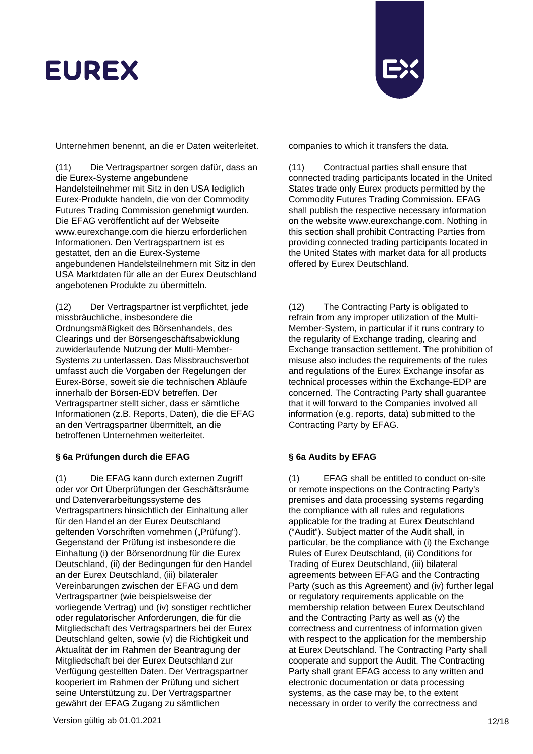Unternehmen benennt, an die er Daten weiterleitet.

(11) Die Vertragspartner sorgen dafür, dass an die Eurex-Systeme angebundene Handelsteilnehmer mit Sitz in den USA lediglich Eurex-Produkte handeln, die von der Commodity Futures Trading Commission genehmigt wurden. Die EFAG veröffentlicht auf der Webseite www.eurexchange.com die hierzu erforderlichen Informationen. Den Vertragspartnern ist es gestattet, den an die Eurex-Systeme angebundenen Handelsteilnehmern mit Sitz in den USA Marktdaten für alle an der Eurex Deutschland angebotenen Produkte zu übermitteln.

(12) Der Vertragspartner ist verpflichtet, jede missbräuchliche, insbesondere die Ordnungsmäßigkeit des Börsenhandels, des Clearings und der Börsengeschäftsabwicklung zuwiderlaufende Nutzung der Multi-Member-Systems zu unterlassen. Das Missbrauchsverbot umfasst auch die Vorgaben der Regelungen der Eurex-Börse, soweit sie die technischen Abläufe innerhalb der Börsen-EDV betreffen. Der Vertragspartner stellt sicher, dass er sämtliche Informationen (z.B. Reports, Daten), die die EFAG an den Vertragspartner übermittelt, an die betroffenen Unternehmen weiterleitet.

**§ 6a Prüfungen durch die EFAG**

(1) Die EFAG kann durch externen Zugriff oder vor Ort Überprüfungen der Geschäftsräume und Datenverarbeitungssysteme des Vertragspartners hinsichtlich der Einhaltung aller für den Handel an der Eurex Deutschland geltenden Vorschriften vornehmen („Prüfung"). Gegenstand der Prüfung ist insbesondere die Einhaltung (i) der Börsenordnung für die Eurex Deutschland, (ii) der Bedingungen für den Handel an der Eurex Deutschland, (iii) bilateraler Vereinbarungen zwischen der EFAG und dem Vertragspartner (wie beispielsweise der vorliegende Vertrag) und (iv) sonstiger rechtlicher oder regulatorischer Anforderungen, die für die Mitgliedschaft des Vertragspartners bei der Eurex Deutschland gelten, sowie (v) die Richtigkeit und Aktualität der im Rahmen der Beantragung der Mitgliedschaft bei der Eurex Deutschland zur Verfügung gestellten Daten. Der Vertragspartner kooperiert im Rahmen der Prüfung und sichert seine Unterstützung zu. Der Vertragspartner gewährt der EFAG Zugang zu sämtlichen

companies to which it transfers the data.

(11) Contractual parties shall ensure that connected trading participants located in the United States trade only Eurex products permitted by the Commodity Futures Trading Commission. EFAG shall publish the respective necessary information on the website www.eurexchange.com. Nothing in this section shall prohibit Contracting Parties from providing connected trading participants located in the United States with market data for all products offered by Eurex Deutschland.

(12) The Contracting Party is obligated to refrain from any improper utilization of the Multi-Member-System, in particular if it runs contrary to the regularity of Exchange trading, clearing and Exchange transaction settlement. The prohibition of misuse also includes the requirements of the rules and regulations of the Eurex Exchange insofar as technical processes within the Exchange-EDP are concerned. The Contracting Party shall guarantee that it will forward to the Companies involved all information (e.g. reports, data) submitted to the Contracting Party by EFAG.

**§ 6a Audits by EFAG**

(1) EFAG shall be entitled to conduct on-site or remote inspections on the Contracting Party's premises and data processing systems regarding the compliance with all rules and regulations applicable for the trading at Eurex Deutschland ("Audit"). Subject matter of the Audit shall, in particular, be the compliance with (i) the Exchange Rules of Eurex Deutschland, (ii) Conditions for Trading of Eurex Deutschland, (iii) bilateral agreements between EFAG and the Contracting Party (such as this Agreement) and (iv) further legal or regulatory requirements applicable on the membership relation between Eurex Deutschland and the Contracting Party as well as (v) the correctness and currentness of information given with respect to the application for the membership at Eurex Deutschland. The Contracting Party shall cooperate and support the Audit. The Contracting Party shall grant EFAG access to any written and electronic documentation or data processing systems, as the case may be, to the extent necessary in order to verify the correctness and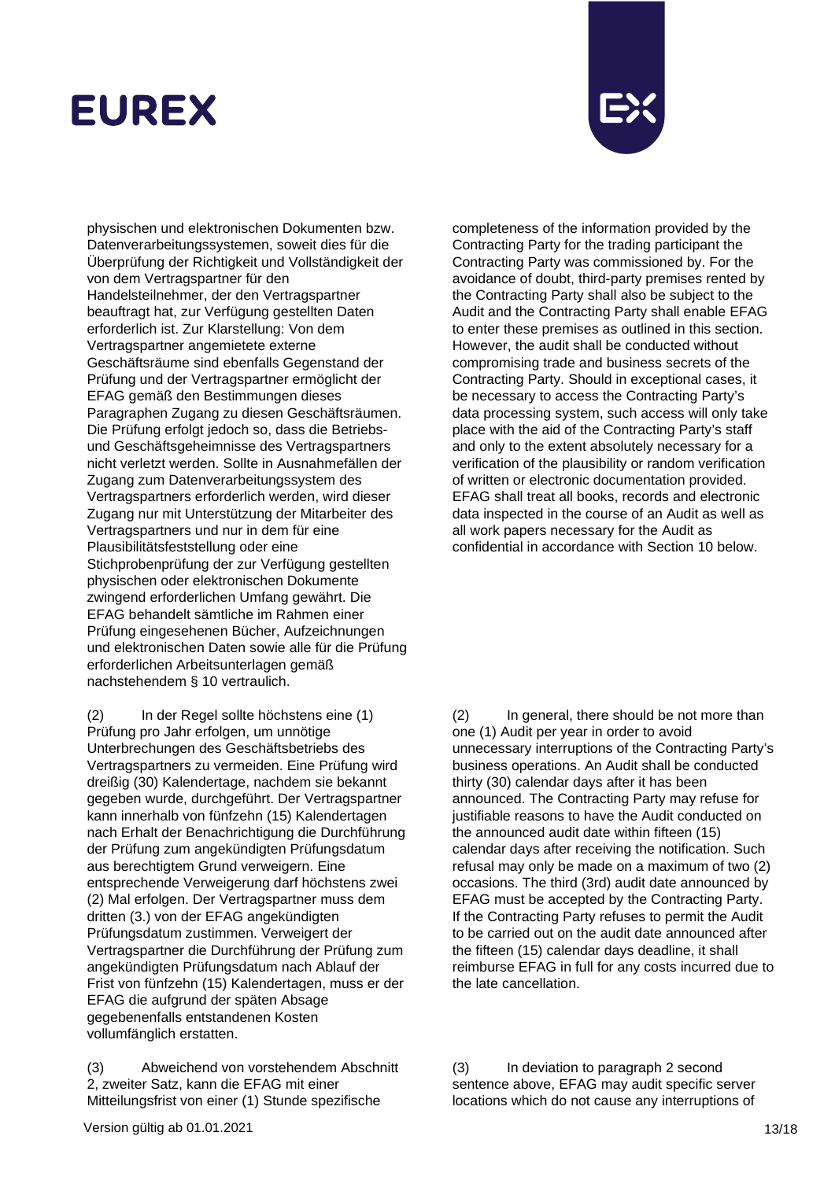physischen und elektronischen Dokumenten bzw. Datenverarbeitungssystemen, soweit dies für die Überprüfung der Richtigkeit und Vollständigkeit der von dem Vertragspartner für den Handelsteilnehmer, der den Vertragspartner beauftragt hat, zur Verfügung gestellten Daten erforderlich ist. Zur Klarstellung: Von dem Vertragspartner angemietete externe Geschäftsräume sind ebenfalls Gegenstand der Prüfung und der Vertragspartner ermöglicht der EFAG gemäß den Bestimmungen dieses Paragraphen Zugang zu diesen Geschäftsräumen. Die Prüfung erfolgt jedoch so, dass die Betriebs- und Geschäftsgeheimnisse des Vertragspartners nicht verletzt werden. Sollte in Ausnahmefällen der Zugang zum Datenverarbeitungssystem des Vertragspartners erforderlich werden, wird dieser Zugang nur mit Unterstützung der Mitarbeiter des Vertragspartners und nur in dem für eine Plausibilitätsfeststellung oder eine Stichprobenprüfung der zur Verfügung gestellten physischen oder elektronischen Dokumente zwingend erforderlichen Umfang gewährt. Die EFAG behandelt sämtliche im Rahmen einer Prüfung eingesehenen Bücher, Aufzeichnungen und elektronischen Daten sowie alle für die Prüfung erforderlichen Arbeitsunterlagen gemäß nachstehendem § 10 vertraulich.

completeness of the information provided by the Contracting Party for the trading participant the Contracting Party was commissioned by. For the avoidance of doubt, third-party premises rented by the Contracting Party shall also be subject to the Audit and the Contracting Party shall enable EFAG to enter these premises as outlined in this section. However, the audit shall be conducted without compromising trade and business secrets of the Contracting Party. Should in exceptional cases, it be necessary to access the Contracting Party's data processing system, such access will only take place with the aid of the Contracting Party's staff and only to the extent absolutely necessary for a verification of the plausibility or random verification of written or electronic documentation provided. EFAG shall treat all books, records and electronic data inspected in the course of an Audit as well as all work papers necessary for the Audit as confidential in accordance with Section 10 below.

(2) In der Regel sollte höchstens eine (1) Prüfung pro Jahr erfolgen, um unnötige Unterbrechungen des Geschäftsbetriebs des Vertragspartners zu vermeiden. Eine Prüfung wird dreißig (30) Kalendertage, nachdem sie bekannt gegeben wurde, durchgeführt. Der Vertragspartner kann innerhalb von fünfzehn (15) Kalendertagen nach Erhalt der Benachrichtigung die Durchführung der Prüfung zum angekündigten Prüfungsdatum aus berechtigtem Grund verweigern. Eine entsprechende Verweigerung darf höchstens zwei (2) Mal erfolgen. Der Vertragspartner muss dem dritten (3.) von der EFAG angekündigten Prüfungsdatum zustimmen. Verweigert der Vertragspartner die Durchführung der Prüfung zum angekündigten Prüfungsdatum nach Ablauf der Frist von fünfzehn (15) Kalendertagen, muss er der EFAG die aufgrund der späten Absage gegebenenfalls entstandenen Kosten vollumfänglich erstatten.

(2) In general, there should be not more than one (1) Audit per year in order to avoid unnecessary interruptions of the Contracting Party's business operations. An Audit shall be conducted thirty (30) calendar days after it has been announced. The Contracting Party may refuse for justifiable reasons to have the Audit conducted on the announced audit date within fifteen (15) calendar days after receiving the notification. Such refusal may only be made on a maximum of two (2) occasions. The third (3rd) audit date announced by EFAG must be accepted by the Contracting Party. If the Contracting Party refuses to permit the Audit to be carried out on the audit date announced after the fifteen (15) calendar days deadline, it shall reimburse EFAG in full for any costs incurred due to the late cancellation.

(3) Abweichend von vorstehendem Abschnitt 2, zweiter Satz, kann die EFAG mit einer Mitteilungsfrist von einer (1) Stunde spezifische

(3) In deviation to paragraph 2 second sentence above, EFAG may audit specific server locations which do not cause any interruptions of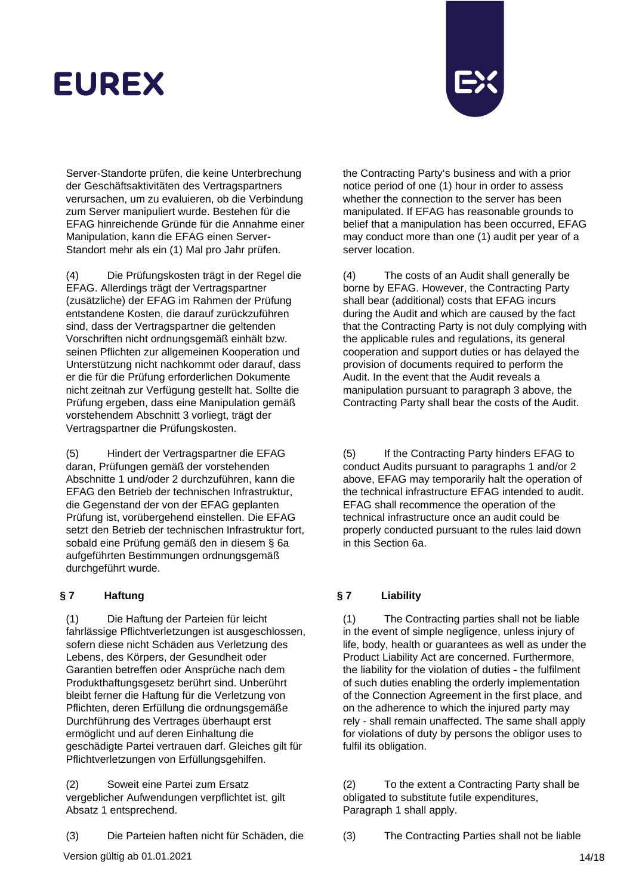Server-Standorte prüfen, die keine Unterbrechung der Geschäftsaktivitäten des Vertragspartners verursachen, um zu evaluieren, ob die Verbindung zum Server manipuliert wurde. Bestehen für die EFAG hinreichende Gründe für die Annahme einer Manipulation, kann die EFAG einen Server-Standort mehr als ein (1) Mal pro Jahr prüfen.

(4) Die Prüfungskosten trägt in der Regel die EFAG. Allerdings trägt der Vertragspartner (zusätzliche) der EFAG im Rahmen der Prüfung entstandene Kosten, die darauf zurückzuführen sind, dass der Vertragspartner die geltenden Vorschriften nicht ordnungsgemäß einhält bzw. seinen Pflichten zur allgemeinen Kooperation und Unterstützung nicht nachkommt oder darauf, dass er die für die Prüfung erforderlichen Dokumente nicht zeitnah zur Verfügung gestellt hat. Sollte die Prüfung ergeben, dass eine Manipulation gemäß vorstehendem Abschnitt 3 vorliegt, trägt der Vertragspartner die Prüfungskosten.

(5) Hindert der Vertragspartner die EFAG daran, Prüfungen gemäß der vorstehenden Abschnitte 1 und/oder 2 durchzuführen, kann die EFAG den Betrieb der technischen Infrastruktur, die Gegenstand der von der EFAG geplanten Prüfung ist, vorübergehend einstellen. Die EFAG setzt den Betrieb der technischen Infrastruktur fort, sobald eine Prüfung gemäß den in diesem § 6a aufgeführten Bestimmungen ordnungsgemäß durchgeführt wurde.

## § 7 Haftung

(1) Die Haftung der Parteien für leicht fahrlässige Pflichtverletzungen ist ausgeschlossen, sofern diese nicht Schäden aus Verletzung des Lebens, des Körpers, der Gesundheit oder Garantien betreffen oder Ansprüche nach dem Produkthaftungsgesetz berührt sind. Unberührt bleibt ferner die Haftung für die Verletzung von Pflichten, deren Erfüllung die ordnungsgemäße Durchführung des Vertrages überhaupt erst ermöglicht und auf deren Einhaltung die geschädigte Partei vertrauen darf. Gleiches gilt für Pflichtverletzungen von Erfüllungsgehilfen.

(2) Soweit eine Partei zum Ersatz vergeblicher Aufwendungen verpflichtet ist, gilt Absatz 1 entsprechend.

(3) Die Parteien haften nicht für Schäden, die

---

the Contracting Party's business and with a prior notice period of one (1) hour in order to assess whether the connection to the server has been manipulated. If EFAG has reasonable grounds to belief that a manipulation has been occurred, EFAG may conduct more than one (1) audit per year of a server location.

(4) The costs of an Audit shall generally be borne by EFAG. However, the Contracting Party shall bear (additional) costs that EFAG incurs during the Audit and which are caused by the fact that the Contracting Party is not duly complying with the applicable rules and regulations, its general cooperation and support duties or has delayed the provision of documents required to perform the Audit. In the event that the Audit reveals a manipulation pursuant to paragraph 3 above, the Contracting Party shall bear the costs of the Audit.

(5) If the Contracting Party hinders EFAG to conduct Audits pursuant to paragraphs 1 and/or 2 above, EFAG may temporarily halt the operation of the technical infrastructure EFAG intended to audit. EFAG shall recommence the operation of the technical infrastructure once an audit could be properly conducted pursuant to the rules laid down in this Section 6a.

## § 7 Liability

(1) The Contracting parties shall not be liable in the event of simple negligence, unless injury of life, body, health or guarantees as well as under the Product Liability Act are concerned. Furthermore, the liability for the violation of duties - the fulfilment of such duties enabling the orderly implementation of the Connection Agreement in the first place, and on the adherence to which the injured party may rely - shall remain unaffected. The same shall apply for violations of duty by persons the obligor uses to fulfil its obligation.

(2) To the extent a Contracting Party shall be obligated to substitute futile expenditures, Paragraph 1 shall apply.

(3) The Contracting Parties shall not be liable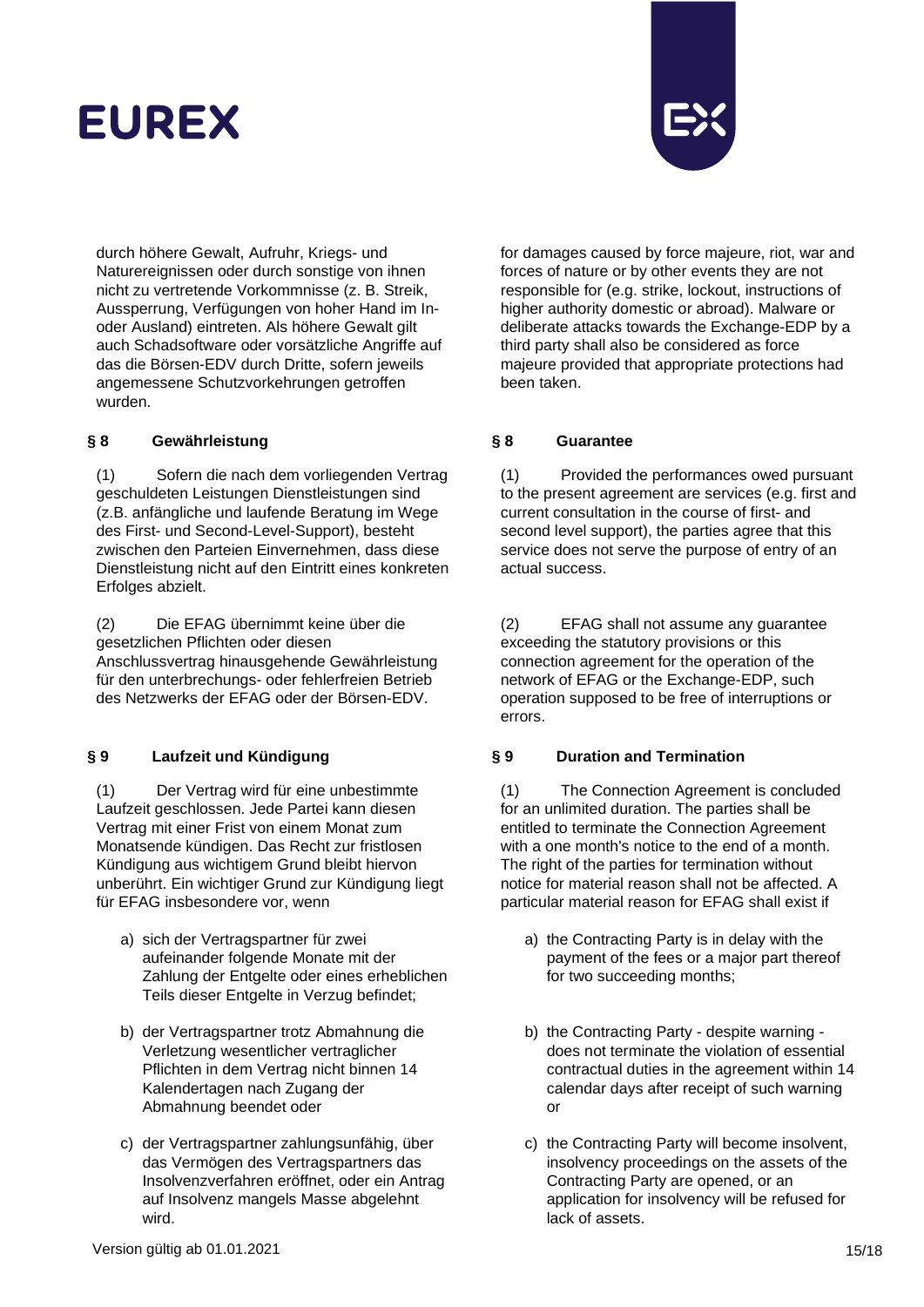durch höhere Gewalt, Aufruhr, Kriegs- und Naturereignissen oder durch sonstige von ihnen nicht zu vertretende Vorkommnisse (z. B. Streik, Aussperrung, Verfügungen von hoher Hand im In- oder Ausland) eintreten. Als höhere Gewalt gilt auch Schadsoftware oder vorsätzliche Angriffe auf das die Börsen-EDV durch Dritte, sofern jeweils angemessene Schutzvorkehrungen getroffen wurden.

for damages caused by force majeure, riot, war and forces of nature or by other events they are not responsible for (e.g. strike, lockout, instructions of higher authority domestic or abroad). Malware or deliberate attacks towards the Exchange-EDP by a third party shall also be considered as force majeure provided that appropriate protections had been taken.

### § 8 Gewährleistung

(1) Sofern die nach dem vorliegenden Vertrag geschuldeten Leistungen Dienstleistungen sind (z.B. anfängliche und laufende Beratung im Wege des First- und Second-Level-Support), besteht zwischen den Parteien Einvernehmen, dass diese Dienstleistung nicht auf den Eintritt eines konkreten Erfolges abzielt.

(2) Die EFAG übernimmt keine über die gesetzlichen Pflichten oder diesen Anschlussvertrag hinausgehende Gewährleistung für den unterbrechungs- oder fehlerfreien Betrieb des Netzwerks der EFAG oder der Börsen-EDV.

### § 8 Guarantee

(1) Provided the performances owed pursuant to the present agreement are services (e.g. first and current consultation in the course of first- and second level support), the parties agree that this service does not serve the purpose of entry of an actual success.

(2) EFAG shall not assume any guarantee exceeding the statutory provisions or this connection agreement for the operation of the network of EFAG or the Exchange-EDP, such operation supposed to be free of interruptions or errors.

### § 9 Laufzeit und Kündigung

(1) Der Vertrag wird für eine unbestimmte Laufzeit geschlossen. Jede Partei kann diesen Vertrag mit einer Frist von einem Monat zum Monatsende kündigen. Das Recht zur fristlosen Kündigung aus wichtigem Grund bleibt hiervon unberührt. Ein wichtiger Grund zur Kündigung liegt für EFAG insbesondere vor, wenn

a) sich der Vertragspartner für zwei aufeinander folgende Monate mit der Zahlung der Entgelte oder eines erheblichen Teils dieser Entgelte in Verzug befindet;

b) der Vertragspartner trotz Abmahnung die Verletzung wesentlicher vertraglicher Pflichten in dem Vertrag nicht binnen 14 Kalendertagen nach Zugang der Abmahnung beendet oder

c) der Vertragspartner zahlungsunfähig, über das Vermögen des Vertragspartners das Insolvenzverfahren eröffnet, oder ein Antrag auf Insolvenz mangels Masse abgelehnt wird.

### § 9 Duration and Termination

(1) The Connection Agreement is concluded for an unlimited duration. The parties shall be entitled to terminate the Connection Agreement with a one month's notice to the end of a month. The right of the parties for termination without notice for material reason shall not be affected. A particular material reason for EFAG shall exist if

a) the Contracting Party is in delay with the payment of the fees or a major part thereof for two succeeding months;

b) the Contracting Party - despite warning - does not terminate the violation of essential contractual duties in the agreement within 14 calendar days after receipt of such warning or

c) the Contracting Party will become insolvent, insolvency proceedings on the assets of the Contracting Party are opened, or an application for insolvency will be refused for lack of assets.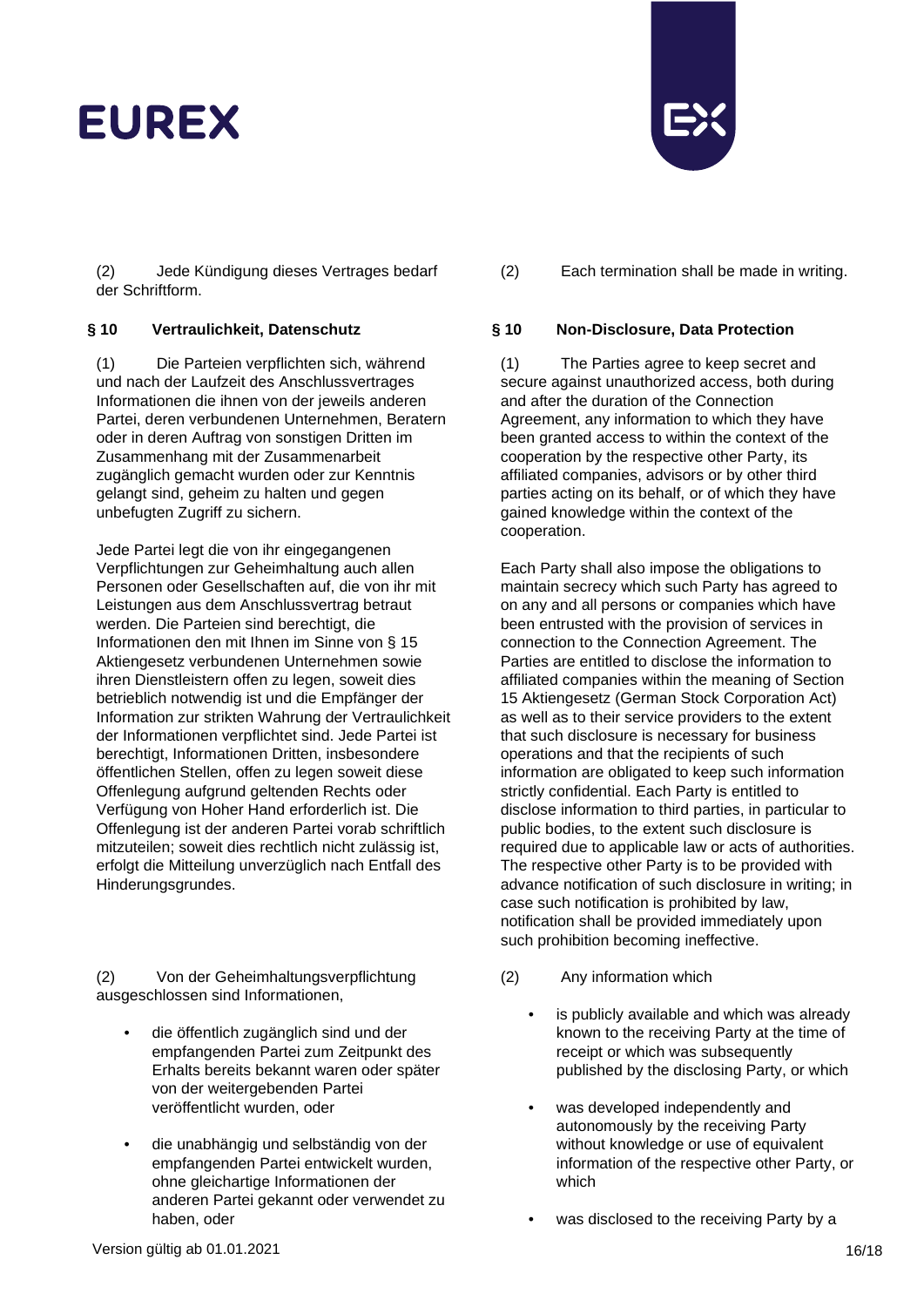(2) Jede Kündigung dieses Vertrages bedarf der Schriftform.

(2) Each termination shall be made in writing.

**§ 10 Vertraulichkeit, Datenschutz**

(1) Die Parteien verpflichten sich, während und nach der Laufzeit des Anschlussvertrages Informationen die ihnen von der jeweils anderen Partei, deren verbundenen Unternehmen, Beratern oder in deren Auftrag von sonstigen Dritten im Zusammenhang mit der Zusammenarbeit zugänglich gemacht wurden oder zur Kenntnis gelangt sind, geheim zu halten und gegen unbefugten Zugriff zu sichern.

Jede Partei legt die von ihr eingegangenen Verpflichtungen zur Geheimhaltung auch allen Personen oder Gesellschaften auf, die von ihr mit Leistungen aus dem Anschlussvertrag betraut werden. Die Parteien sind berechtigt, die Informationen den mit Ihnen im Sinne von § 15 Aktiengesetz verbundenen Unternehmen sowie ihren Dienstleistern offen zu legen, soweit dies betrieblich notwendig ist und die Empfänger der Information zur strikten Wahrung der Vertraulichkeit der Informationen verpflichtet sind. Jede Partei ist berechtigt, Informationen Dritten, insbesondere öffentlichen Stellen, offen zu legen soweit diese Offenlegung aufgrund geltenden Rechts oder Verfügung von Hoher Hand erforderlich ist. Die Offenlegung ist der anderen Partei vorab schriftlich mitzuteilen; soweit dies rechtlich nicht zulässig ist, erfolgt die Mitteilung unverzüglich nach Entfall des Hinderungsgrundes.

(2) Von der Geheimhaltungsverpflichtung ausgeschlossen sind Informationen,

- die öffentlich zugänglich sind und der empfangenden Partei zum Zeitpunkt des Erhalts bereits bekannt waren oder später von der weitergebenden Partei veröffentlicht wurden, oder
- die unabhängig und selbständig von der empfangenden Partei entwickelt wurden, ohne gleichartige Informationen der anderen Partei gekannt oder verwendet zu haben, oder

**§ 10 Non-Disclosure, Data Protection**

(1) The Parties agree to keep secret and secure against unauthorized access, both during and after the duration of the Connection Agreement, any information to which they have been granted access to within the context of the cooperation by the respective other Party, its affiliated companies, advisors or by other third parties acting on its behalf, or of which they have gained knowledge within the context of the cooperation.

Each Party shall also impose the obligations to maintain secrecy which such Party has agreed to on any and all persons or companies which have been entrusted with the provision of services in connection to the Connection Agreement. The Parties are entitled to disclose the information to affiliated companies within the meaning of Section 15 Aktiengesetz (German Stock Corporation Act) as well as to their service providers to the extent that such disclosure is necessary for business operations and that the recipients of such information are obligated to keep such information strictly confidential. Each Party is entitled to disclose information to third parties, in particular to public bodies, to the extent such disclosure is required due to applicable law or acts of authorities. The respective other Party is to be provided with advance notification of such disclosure in writing; in case such notification is prohibited by law, notification shall be provided immediately upon such prohibition becoming ineffective.

(2) Any information which

- is publicly available and which was already known to the receiving Party at the time of receipt or which was subsequently published by the disclosing Party, or which
- was developed independently and autonomously by the receiving Party without knowledge or use of equivalent information of the respective other Party, or which
- was disclosed to the receiving Party by a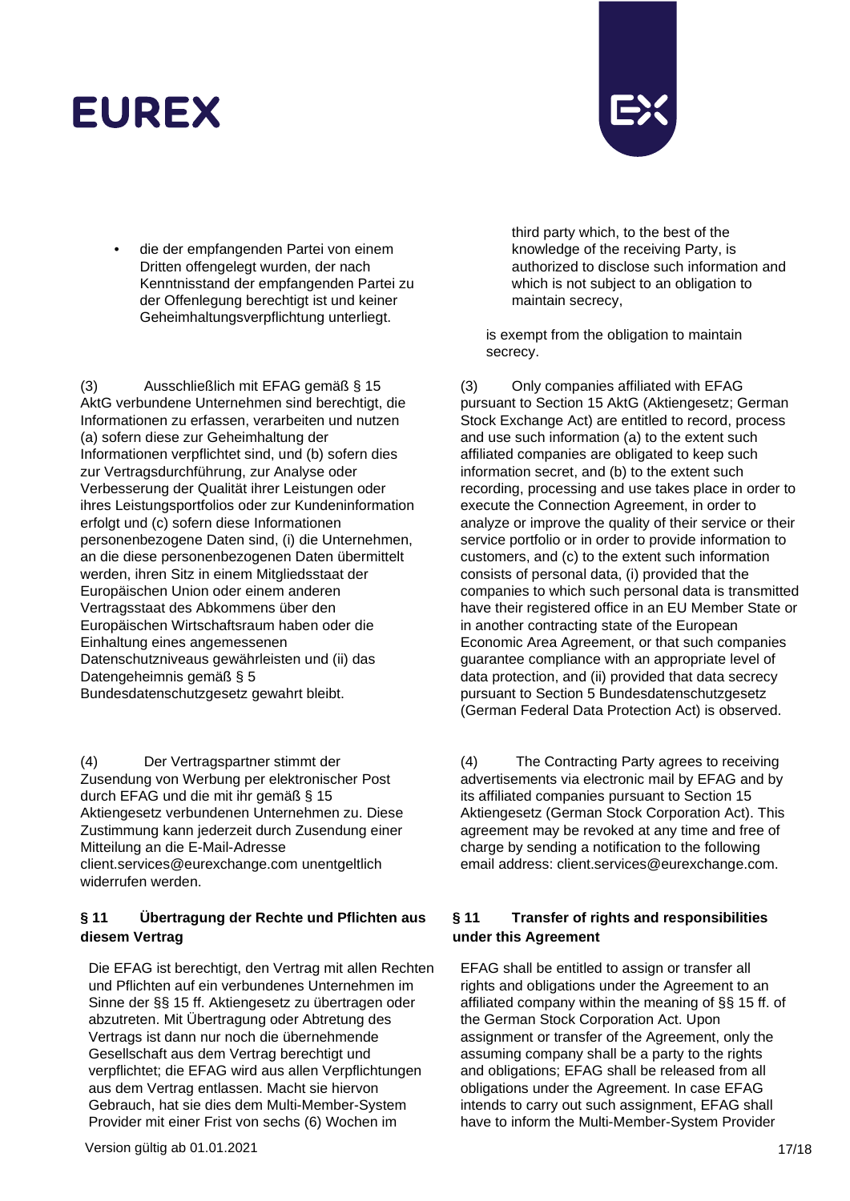- die der empfangenden Partei von einem Dritten offengelegt wurden, der nach Kenntnisstand der empfangenden Partei zu der Offenlegung berechtigt ist und keiner Geheimhaltungsverpflichtung unterliegt.

third party which, to the best of the knowledge of the receiving Party, is authorized to disclose such information and which is not subject to an obligation to maintain secrecy,

is exempt from the obligation to maintain secrecy.

(3) Ausschließlich mit EFAG gemäß § 15 AktG verbundene Unternehmen sind berechtigt, die Informationen zu erfassen, verarbeiten und nutzen (a) sofern diese zur Geheimhaltung der Informationen verpflichtet sind, und (b) sofern dies zur Vertragsdurchführung, zur Analyse oder Verbesserung der Qualität ihrer Leistungen oder ihres Leistungsportfolios oder zur Kundeninformation erfolgt und (c) sofern diese Informationen personenbezogene Daten sind, (i) die Unternehmen, an die diese personenbezogenen Daten übermittelt werden, ihren Sitz in einem Mitgliedsstaat der Europäischen Union oder einem anderen Vertragsstaat des Abkommens über den Europäischen Wirtschaftsraum haben oder die Einhaltung eines angemessenen Datenschutzniveaus gewährleisten und (ii) das Datengeheimnis gemäß § 5 Bundesdatenschutzgesetz gewahrt bleibt.

(3) Only companies affiliated with EFAG pursuant to Section 15 AktG (Aktiengesetz; German Stock Exchange Act) are entitled to record, process and use such information (a) to the extent such affiliated companies are obligated to keep such information secret, and (b) to the extent such recording, processing and use takes place in order to execute the Connection Agreement, in order to analyze or improve the quality of their service or their service portfolio or in order to provide information to customers, and (c) to the extent such information consists of personal data, (i) provided that the companies to which such personal data is transmitted have their registered office in an EU Member State or in another contracting state of the European Economic Area Agreement, or that such companies guarantee compliance with an appropriate level of data protection, and (ii) provided that data secrecy pursuant to Section 5 Bundesdatenschutzgesetz (German Federal Data Protection Act) is observed.

(4) Der Vertragspartner stimmt der Zusendung von Werbung per elektronischer Post durch EFAG und die mit ihr gemäß § 15 Aktiengesetz verbundenen Unternehmen zu. Diese Zustimmung kann jederzeit durch Zusendung einer Mitteilung an die E-Mail-Adresse client.services@eurexchange.com unentgeltlich widerrufen werden.

(4) The Contracting Party agrees to receiving advertisements via electronic mail by EFAG and by its affiliated companies pursuant to Section 15 Aktiengesetz (German Stock Corporation Act). This agreement may be revoked at any time and free of charge by sending a notification to the following email address: client.services@eurexchange.com.

### § 11 Übertragung der Rechte und Pflichten aus diesem Vertrag

Die EFAG ist berechtigt, den Vertrag mit allen Rechten und Pflichten auf ein verbundenes Unternehmen im Sinne der §§ 15 ff. Aktiengesetz zu übertragen oder abzutreten. Mit Übertragung oder Abtretung des Vertrags ist dann nur noch die übernehmende Gesellschaft aus dem Vertrag berechtigt und verpflichtet; die EFAG wird aus allen Verpflichtungen aus dem Vertrag entlassen. Macht sie hiervon Gebrauch, hat sie dies dem Multi-Member-System Provider mit einer Frist von sechs (6) Wochen im

### § 11 Transfer of rights and responsibilities under this Agreement

EFAG shall be entitled to assign or transfer all rights and obligations under the Agreement to an affiliated company within the meaning of §§ 15 ff. of the German Stock Corporation Act. Upon assignment or transfer of the Agreement, only the assuming company shall be a party to the rights and obligations; EFAG shall be released from all obligations under the Agreement. In case EFAG intends to carry out such assignment, EFAG shall have to inform the Multi-Member-System Provider

Version gültig ab 01.01.2021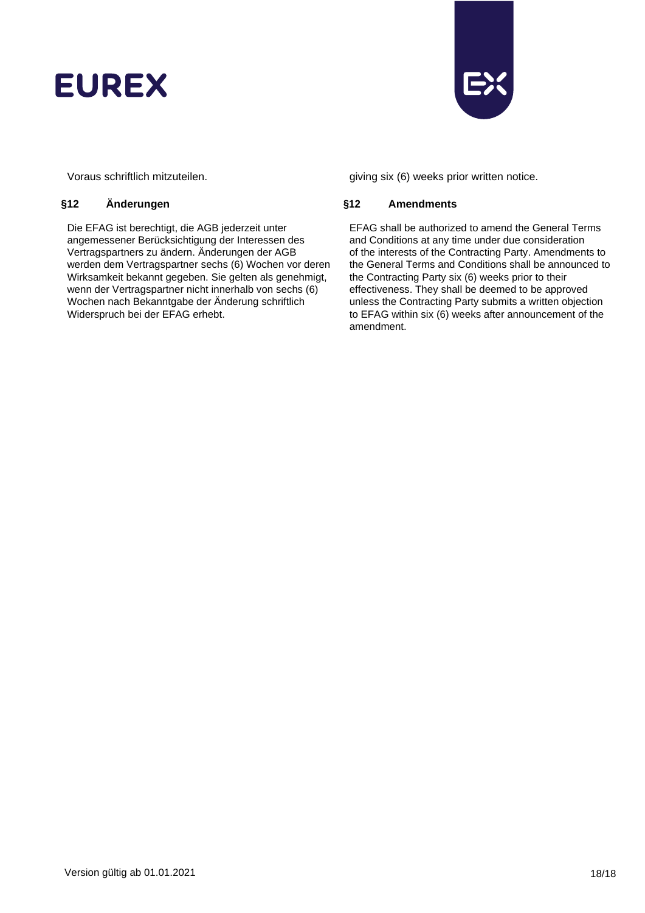Voraus schriftlich mitzuteilen.

giving six (6) weeks prior written notice.

## §12 Änderungen

Die EFAG ist berechtigt, die AGB jederzeit unter angemessener Berücksichtigung der Interessen des Vertragspartners zu ändern. Änderungen der AGB werden dem Vertragspartner sechs (6) Wochen vor deren Wirksamkeit bekannt gegeben. Sie gelten als genehmigt, wenn der Vertragspartner nicht innerhalb von sechs (6) Wochen nach Bekanntgabe der Änderung schriftlich Widerspruch bei der EFAG erhebt.

## §12 Amendments

EFAG shall be authorized to amend the General Terms and Conditions at any time under due consideration of the interests of the Contracting Party. Amendments to the General Terms and Conditions shall be announced to the Contracting Party six (6) weeks prior to their effectiveness. They shall be deemed to be approved unless the Contracting Party submits a written objection to EFAG within six (6) weeks after announcement of the amendment.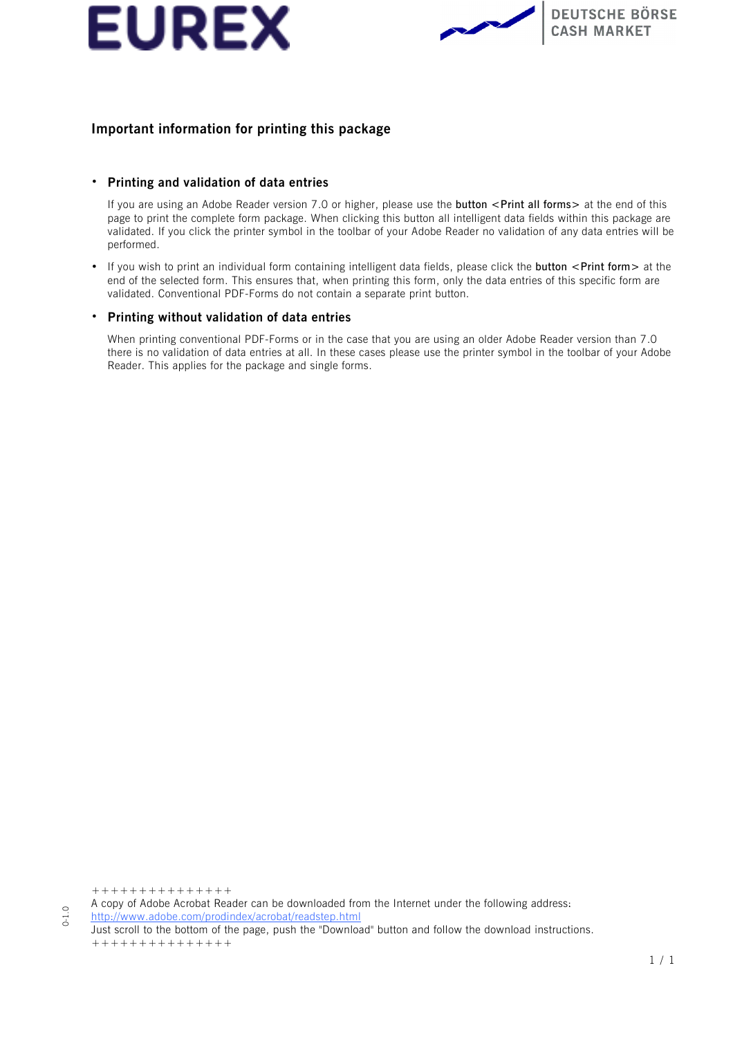## Important information for printing this package

- **Printing and validation of data entries**

  If you are using an Adobe Reader version 7.0 or higher, please use the **button <Print all forms>** at the end of this page to print the complete form package. When clicking this button all intelligent data fields within this package are validated. If you click the printer symbol in the toolbar of your Adobe Reader no validation of any data entries will be performed.

- If you wish to print an individual form containing intelligent data fields, please click the **button <Print form>** at the end of the selected form. This ensures that, when printing this form, only the data entries of this specific form are validated. Conventional PDF-Forms do not contain a separate print button.

- **Printing without validation of data entries**

  When printing conventional PDF-Forms or in the case that you are using an older Adobe Reader version than 7.0 there is no validation of data entries at all. In these cases please use the printer symbol in the toolbar of your Adobe Reader. This applies for the package and single forms.

++++++++++++++
A copy of Adobe Acrobat Reader can be downloaded from the Internet under the following address:
http://www.adobe.com/prodindex/acrobat/readstep.html
Just scroll to the bottom of the page, push the "Download" button and follow the download instructions.
++++++++++++++